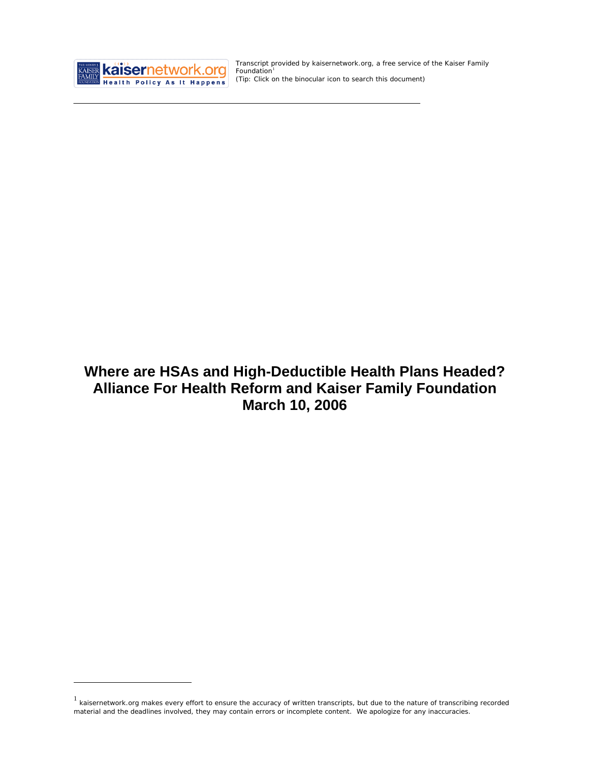Transcript provided by kaisernetwork.org, a free service of the Kaiser Family Foundation[1]
(Tip: Click on the binocular icon to search this document)

# Where are HSAs and High-Deductible Health Plans Headed? Alliance For Health Reform and Kaiser Family Foundation March 10, 2006

[1] kaisernetwork.org makes every effort to ensure the accuracy of written transcripts, but due to the nature of transcribing recorded material and the deadlines involved, they may contain errors or incomplete content. We apologize for any inaccuracies.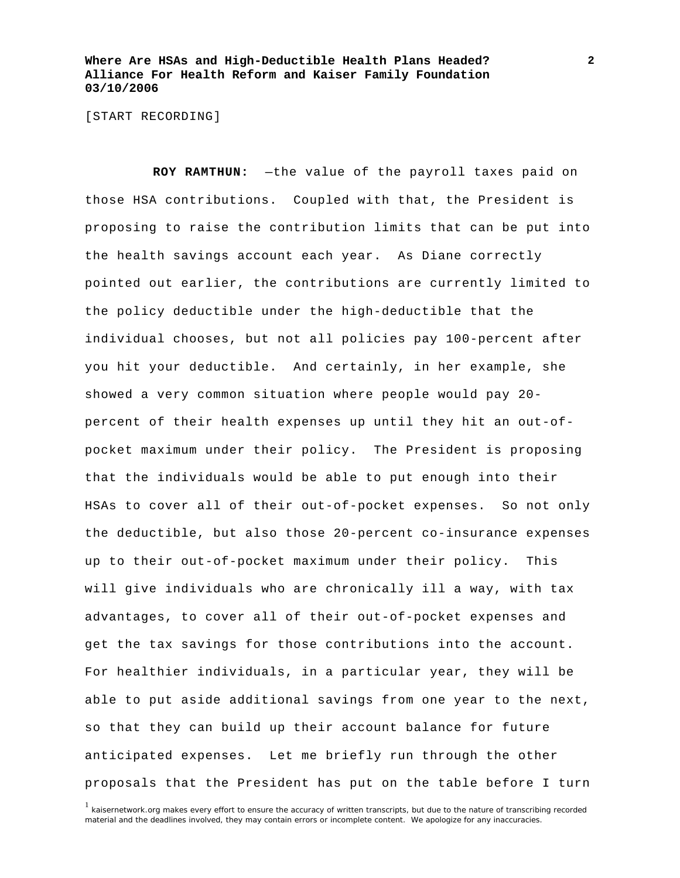[START RECORDING]

**ROY RAMTHUN:** —the value of the payroll taxes paid on those HSA contributions. Coupled with that, the President is proposing to raise the contribution limits that can be put into the health savings account each year. As Diane correctly pointed out earlier, the contributions are currently limited to the policy deductible under the high-deductible that the individual chooses, but not all policies pay 100-percent after you hit your deductible. And certainly, in her example, she showed a very common situation where people would pay 20-percent of their health expenses up until they hit an out-of-pocket maximum under their policy. The President is proposing that the individuals would be able to put enough into their HSAs to cover all of their out-of-pocket expenses. So not only the deductible, but also those 20-percent co-insurance expenses up to their out-of-pocket maximum under their policy. This will give individuals who are chronically ill a way, with tax advantages, to cover all of their out-of-pocket expenses and get the tax savings for those contributions into the account. For healthier individuals, in a particular year, they will be able to put aside additional savings from one year to the next, so that they can build up their account balance for future anticipated expenses. Let me briefly run through the other proposals that the President has put on the table before I turn

[1] kaisernetwork.org makes every effort to ensure the accuracy of written transcripts, but due to the nature of transcribing recorded material and the deadlines involved, they may contain errors or incomplete content. We apologize for any inaccuracies.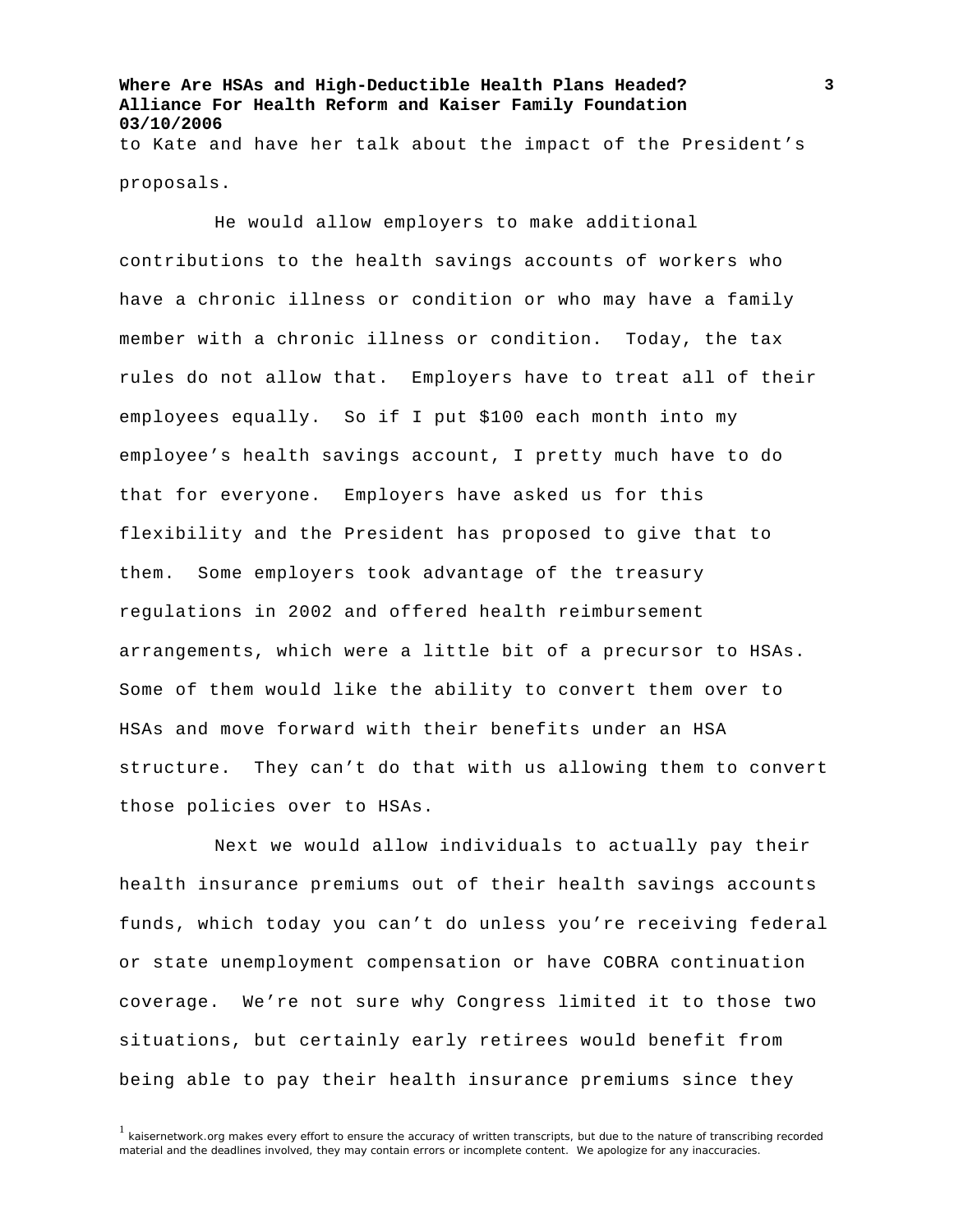to Kate and have her talk about the impact of the President's proposals.

He would allow employers to make additional contributions to the health savings accounts of workers who have a chronic illness or condition or who may have a family member with a chronic illness or condition. Today, the tax rules do not allow that. Employers have to treat all of their employees equally. So if I put $100 each month into my employee's health savings account, I pretty much have to do that for everyone. Employers have asked us for this flexibility and the President has proposed to give that to them. Some employers took advantage of the treasury regulations in 2002 and offered health reimbursement arrangements, which were a little bit of a precursor to HSAs. Some of them would like the ability to convert them over to HSAs and move forward with their benefits under an HSA structure. They can't do that with us allowing them to convert those policies over to HSAs.

Next we would allow individuals to actually pay their health insurance premiums out of their health savings accounts funds, which today you can't do unless you're receiving federal or state unemployment compensation or have COBRA continuation coverage. We're not sure why Congress limited it to those two situations, but certainly early retirees would benefit from being able to pay their health insurance premiums since they

[1] kaisernetwork.org makes every effort to ensure the accuracy of written transcripts, but due to the nature of transcribing recorded material and the deadlines involved, they may contain errors or incomplete content. We apologize for any inaccuracies.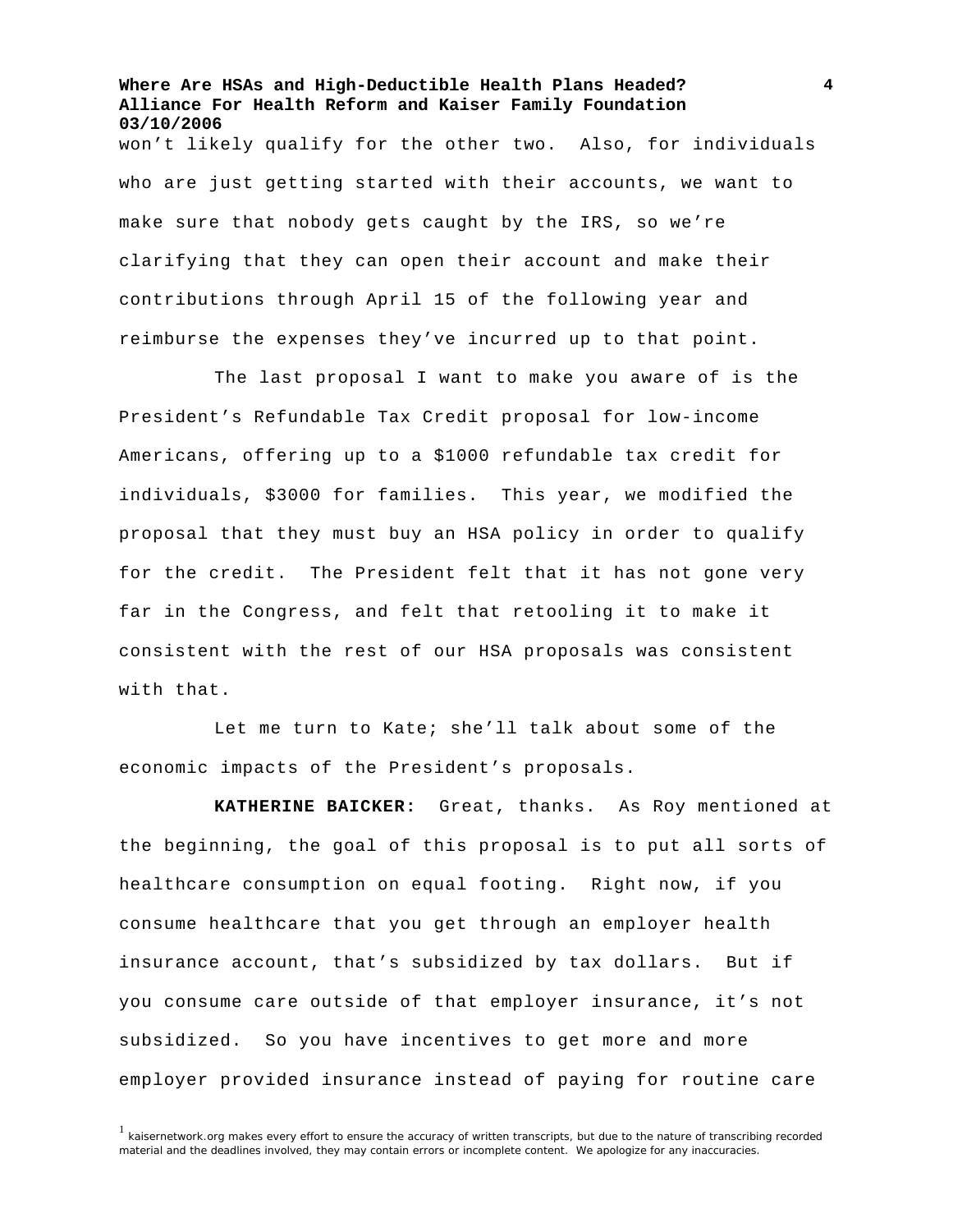won't likely qualify for the other two. Also, for individuals who are just getting started with their accounts, we want to make sure that nobody gets caught by the IRS, so we're clarifying that they can open their account and make their contributions through April 15 of the following year and reimburse the expenses they've incurred up to that point.

The last proposal I want to make you aware of is the President's Refundable Tax Credit proposal for low-income Americans, offering up to a $1000 refundable tax credit for individuals, $3000 for families. This year, we modified the proposal that they must buy an HSA policy in order to qualify for the credit. The President felt that it has not gone very far in the Congress, and felt that retooling it to make it consistent with the rest of our HSA proposals was consistent with that.

Let me turn to Kate; she'll talk about some of the economic impacts of the President's proposals.

**KATHERINE BAICKER:** Great, thanks. As Roy mentioned at the beginning, the goal of this proposal is to put all sorts of healthcare consumption on equal footing. Right now, if you consume healthcare that you get through an employer health insurance account, that's subsidized by tax dollars. But if you consume care outside of that employer insurance, it's not subsidized. So you have incentives to get more and more employer provided insurance instead of paying for routine care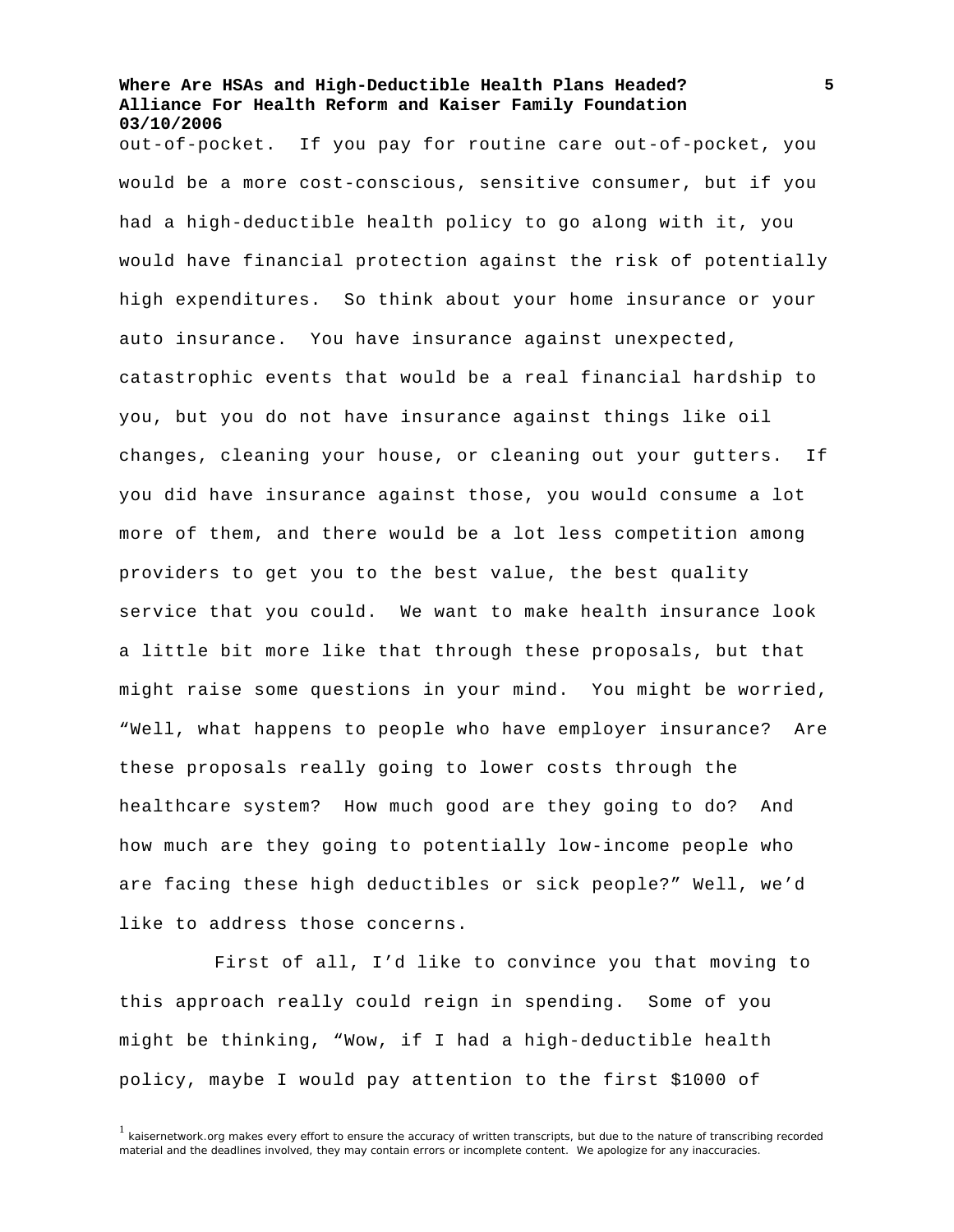out-of-pocket. If you pay for routine care out-of-pocket, you would be a more cost-conscious, sensitive consumer, but if you had a high-deductible health policy to go along with it, you would have financial protection against the risk of potentially high expenditures. So think about your home insurance or your auto insurance. You have insurance against unexpected, catastrophic events that would be a real financial hardship to you, but you do not have insurance against things like oil changes, cleaning your house, or cleaning out your gutters. If you did have insurance against those, you would consume a lot more of them, and there would be a lot less competition among providers to get you to the best value, the best quality service that you could. We want to make health insurance look a little bit more like that through these proposals, but that might raise some questions in your mind. You might be worried, "Well, what happens to people who have employer insurance? Are these proposals really going to lower costs through the healthcare system? How much good are they going to do? And how much are they going to potentially low-income people who are facing these high deductibles or sick people?" Well, we'd like to address those concerns.

First of all, I'd like to convince you that moving to this approach really could reign in spending. Some of you might be thinking, "Wow, if I had a high-deductible health policy, maybe I would pay attention to the first $1000 of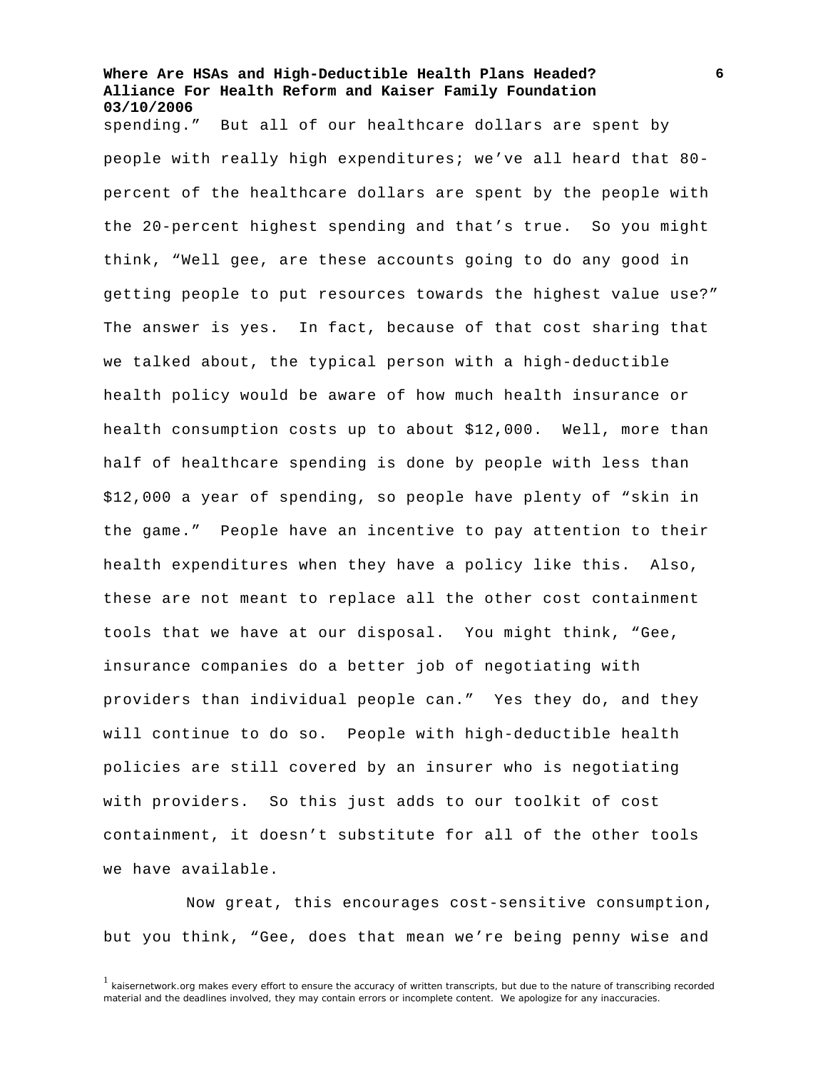spending." But all of our healthcare dollars are spent by people with really high expenditures; we've all heard that 80-percent of the healthcare dollars are spent by the people with the 20-percent highest spending and that's true. So you might think, "Well gee, are these accounts going to do any good in getting people to put resources towards the highest value use?" The answer is yes. In fact, because of that cost sharing that we talked about, the typical person with a high-deductible health policy would be aware of how much health insurance or health consumption costs up to about $12,000. Well, more than half of healthcare spending is done by people with less than $12,000 a year of spending, so people have plenty of "skin in the game." People have an incentive to pay attention to their health expenditures when they have a policy like this. Also, these are not meant to replace all the other cost containment tools that we have at our disposal. You might think, "Gee, insurance companies do a better job of negotiating with providers than individual people can." Yes they do, and they will continue to do so. People with high-deductible health policies are still covered by an insurer who is negotiating with providers. So this just adds to our toolkit of cost containment, it doesn't substitute for all of the other tools we have available.

Now great, this encourages cost-sensitive consumption, but you think, "Gee, does that mean we're being penny wise and

[1] kaisernetwork.org makes every effort to ensure the accuracy of written transcripts, but due to the nature of transcribing recorded material and the deadlines involved, they may contain errors or incomplete content. We apologize for any inaccuracies.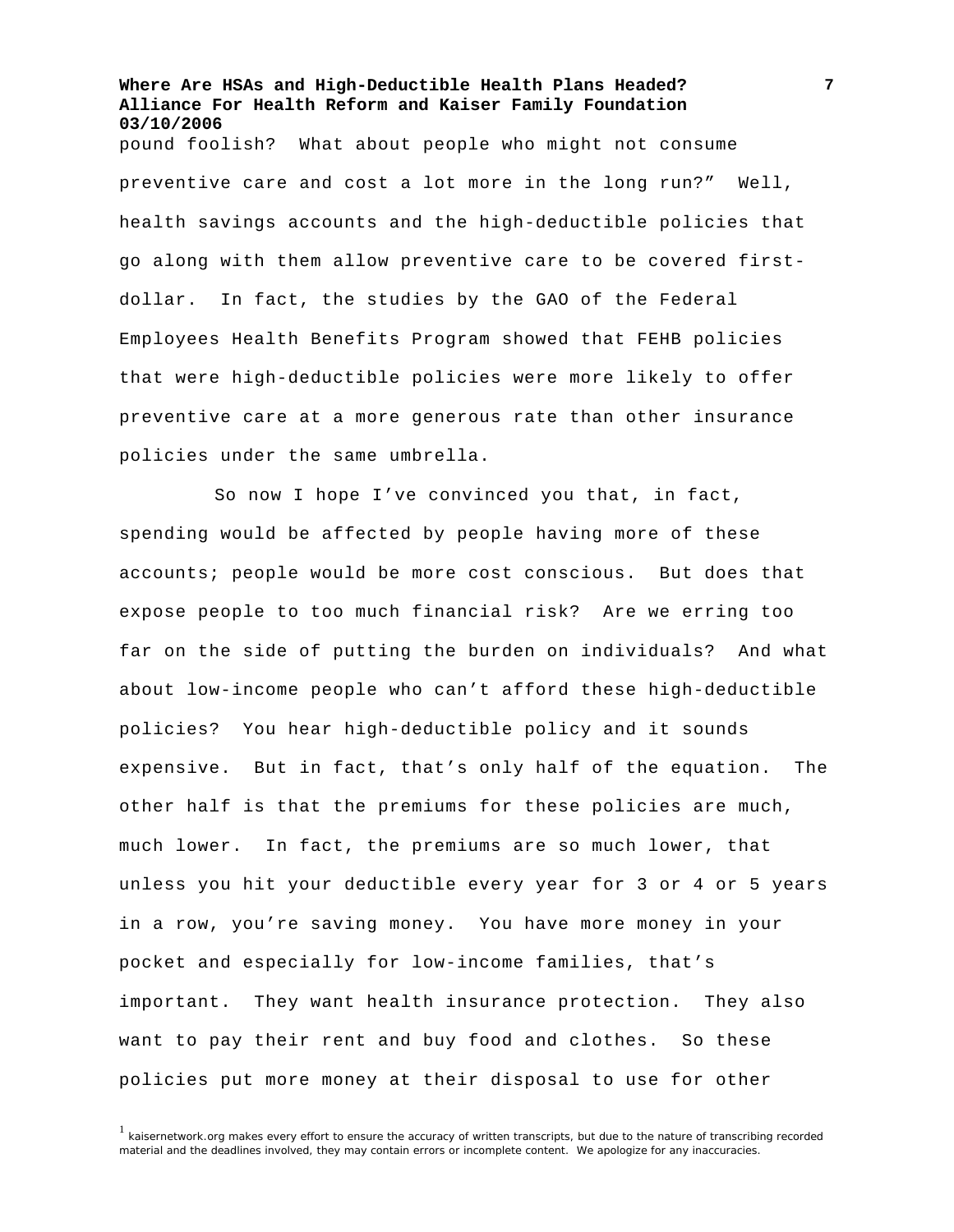pound foolish? What about people who might not consume preventive care and cost a lot more in the long run?" Well, health savings accounts and the high-deductible policies that go along with them allow preventive care to be covered first-dollar. In fact, the studies by the GAO of the Federal Employees Health Benefits Program showed that FEHB policies that were high-deductible policies were more likely to offer preventive care at a more generous rate than other insurance policies under the same umbrella.

So now I hope I've convinced you that, in fact, spending would be affected by people having more of these accounts; people would be more cost conscious. But does that expose people to too much financial risk? Are we erring too far on the side of putting the burden on individuals? And what about low-income people who can't afford these high-deductible policies? You hear high-deductible policy and it sounds expensive. But in fact, that's only half of the equation. The other half is that the premiums for these policies are much, much lower. In fact, the premiums are so much lower, that unless you hit your deductible every year for 3 or 4 or 5 years in a row, you're saving money. You have more money in your pocket and especially for low-income families, that's important. They want health insurance protection. They also want to pay their rent and buy food and clothes. So these policies put more money at their disposal to use for other

[1] kaisernetwork.org makes every effort to ensure the accuracy of written transcripts, but due to the nature of transcribing recorded material and the deadlines involved, they may contain errors or incomplete content. We apologize for any inaccuracies.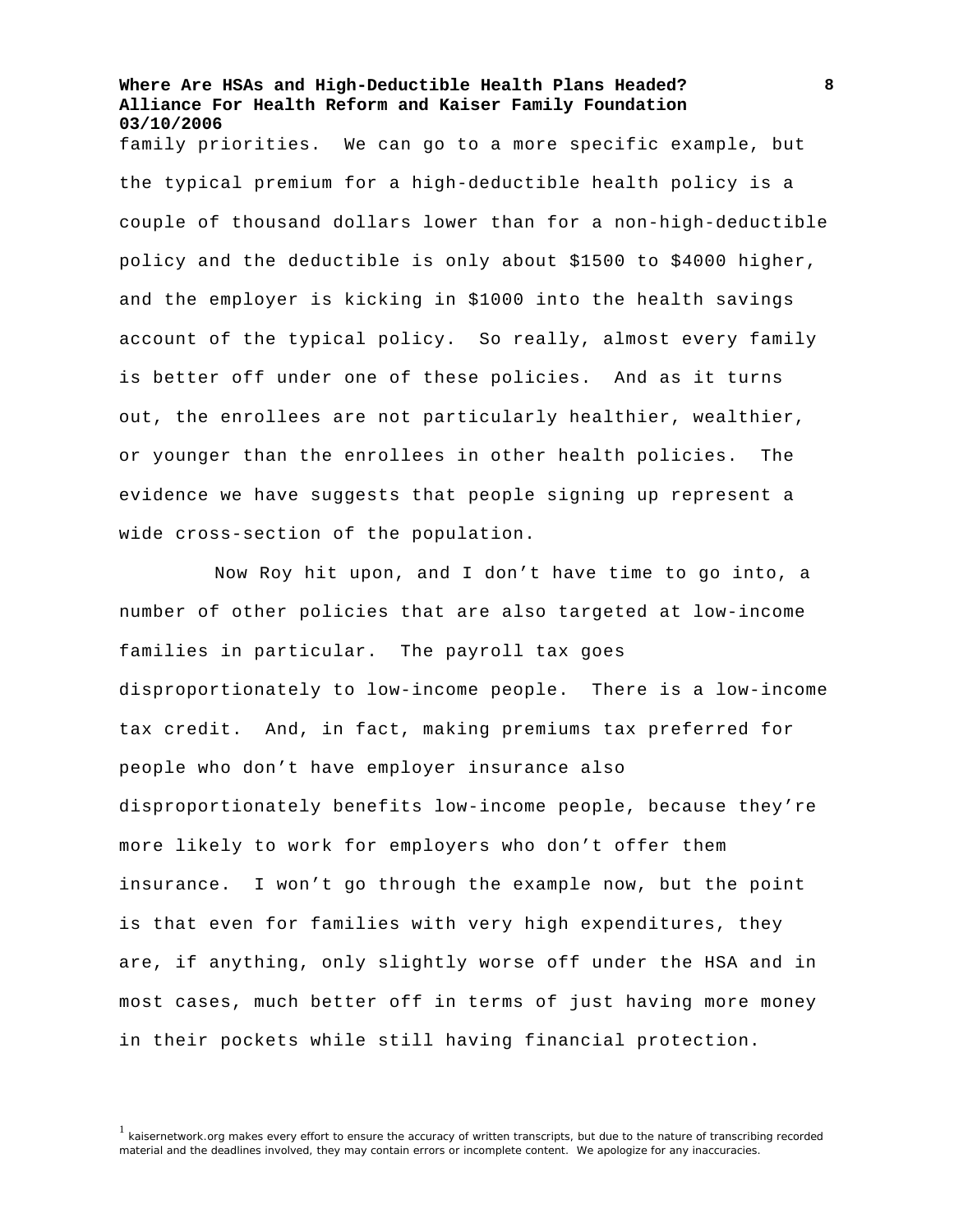family priorities. We can go to a more specific example, but the typical premium for a high-deductible health policy is a couple of thousand dollars lower than for a non-high-deductible policy and the deductible is only about $1500 to $4000 higher, and the employer is kicking in $1000 into the health savings account of the typical policy. So really, almost every family is better off under one of these policies. And as it turns out, the enrollees are not particularly healthier, wealthier, or younger than the enrollees in other health policies. The evidence we have suggests that people signing up represent a wide cross-section of the population.

Now Roy hit upon, and I don't have time to go into, a number of other policies that are also targeted at low-income families in particular. The payroll tax goes disproportionately to low-income people. There is a low-income tax credit. And, in fact, making premiums tax preferred for people who don't have employer insurance also disproportionately benefits low-income people, because they're more likely to work for employers who don't offer them insurance. I won't go through the example now, but the point is that even for families with very high expenditures, they are, if anything, only slightly worse off under the HSA and in most cases, much better off in terms of just having more money in their pockets while still having financial protection.

[1] kaisernetwork.org makes every effort to ensure the accuracy of written transcripts, but due to the nature of transcribing recorded material and the deadlines involved, they may contain errors or incomplete content. We apologize for any inaccuracies.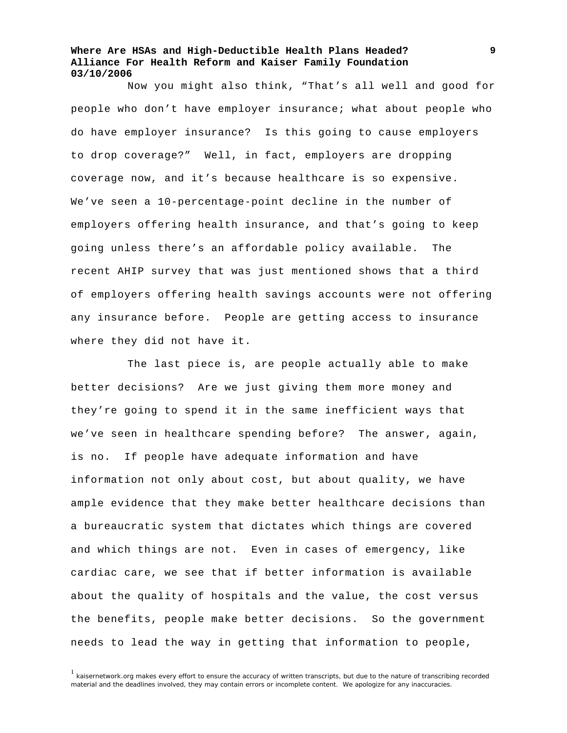Now you might also think, "That's all well and good for people who don't have employer insurance; what about people who do have employer insurance? Is this going to cause employers to drop coverage?" Well, in fact, employers are dropping coverage now, and it's because healthcare is so expensive. We've seen a 10-percentage-point decline in the number of employers offering health insurance, and that's going to keep going unless there's an affordable policy available. The recent AHIP survey that was just mentioned shows that a third of employers offering health savings accounts were not offering any insurance before. People are getting access to insurance where they did not have it.

The last piece is, are people actually able to make better decisions? Are we just giving them more money and they're going to spend it in the same inefficient ways that we've seen in healthcare spending before? The answer, again, is no. If people have adequate information and have information not only about cost, but about quality, we have ample evidence that they make better healthcare decisions than a bureaucratic system that dictates which things are covered and which things are not. Even in cases of emergency, like cardiac care, we see that if better information is available about the quality of hospitals and the value, the cost versus the benefits, people make better decisions. So the government needs to lead the way in getting that information to people,

[1] kaisernetwork.org makes every effort to ensure the accuracy of written transcripts, but due to the nature of transcribing recorded material and the deadlines involved, they may contain errors or incomplete content. We apologize for any inaccuracies.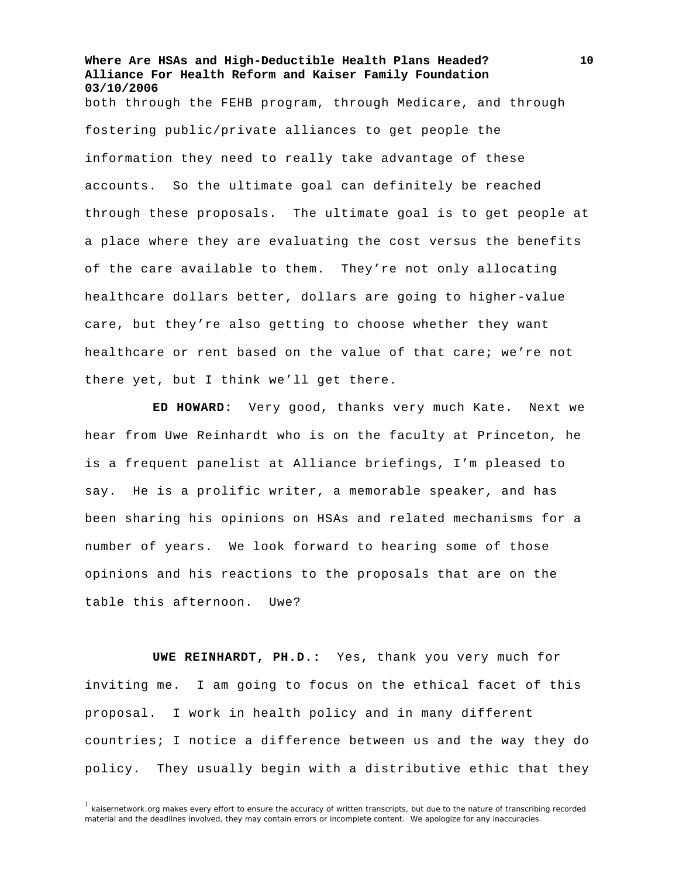both through the FEHB program, through Medicare, and through fostering public/private alliances to get people the information they need to really take advantage of these accounts. So the ultimate goal can definitely be reached through these proposals. The ultimate goal is to get people at a place where they are evaluating the cost versus the benefits of the care available to them. They're not only allocating healthcare dollars better, dollars are going to higher-value care, but they're also getting to choose whether they want healthcare or rent based on the value of that care; we're not there yet, but I think we'll get there.

**ED HOWARD:** Very good, thanks very much Kate. Next we hear from Uwe Reinhardt who is on the faculty at Princeton, he is a frequent panelist at Alliance briefings, I'm pleased to say. He is a prolific writer, a memorable speaker, and has been sharing his opinions on HSAs and related mechanisms for a number of years. We look forward to hearing some of those opinions and his reactions to the proposals that are on the table this afternoon. Uwe?

**UWE REINHARDT, PH.D.:** Yes, thank you very much for inviting me. I am going to focus on the ethical facet of this proposal. I work in health policy and in many different countries; I notice a difference between us and the way they do policy. They usually begin with a distributive ethic that they

[1] kaisernetwork.org makes every effort to ensure the accuracy of written transcripts, but due to the nature of transcribing recorded material and the deadlines involved, they may contain errors or incomplete content. We apologize for any inaccuracies.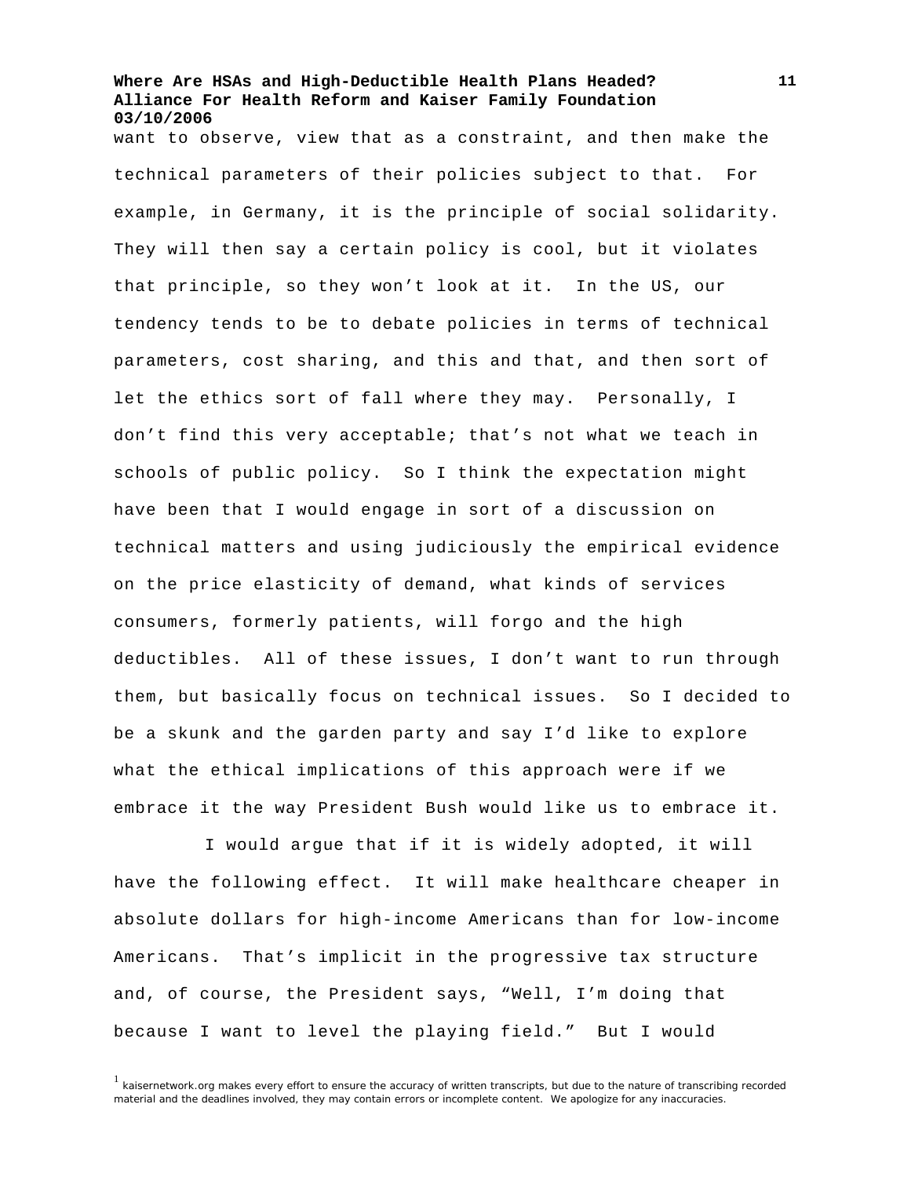want to observe, view that as a constraint, and then make the technical parameters of their policies subject to that. For example, in Germany, it is the principle of social solidarity. They will then say a certain policy is cool, but it violates that principle, so they won't look at it. In the US, our tendency tends to be to debate policies in terms of technical parameters, cost sharing, and this and that, and then sort of let the ethics sort of fall where they may. Personally, I don't find this very acceptable; that's not what we teach in schools of public policy. So I think the expectation might have been that I would engage in sort of a discussion on technical matters and using judiciously the empirical evidence on the price elasticity of demand, what kinds of services consumers, formerly patients, will forgo and the high deductibles. All of these issues, I don't want to run through them, but basically focus on technical issues. So I decided to be a skunk and the garden party and say I'd like to explore what the ethical implications of this approach were if we embrace it the way President Bush would like us to embrace it.

I would argue that if it is widely adopted, it will have the following effect. It will make healthcare cheaper in absolute dollars for high-income Americans than for low-income Americans. That's implicit in the progressive tax structure and, of course, the President says, "Well, I'm doing that because I want to level the playing field." But I would

[1] kaisernetwork.org makes every effort to ensure the accuracy of written transcripts, but due to the nature of transcribing recorded material and the deadlines involved, they may contain errors or incomplete content. We apologize for any inaccuracies.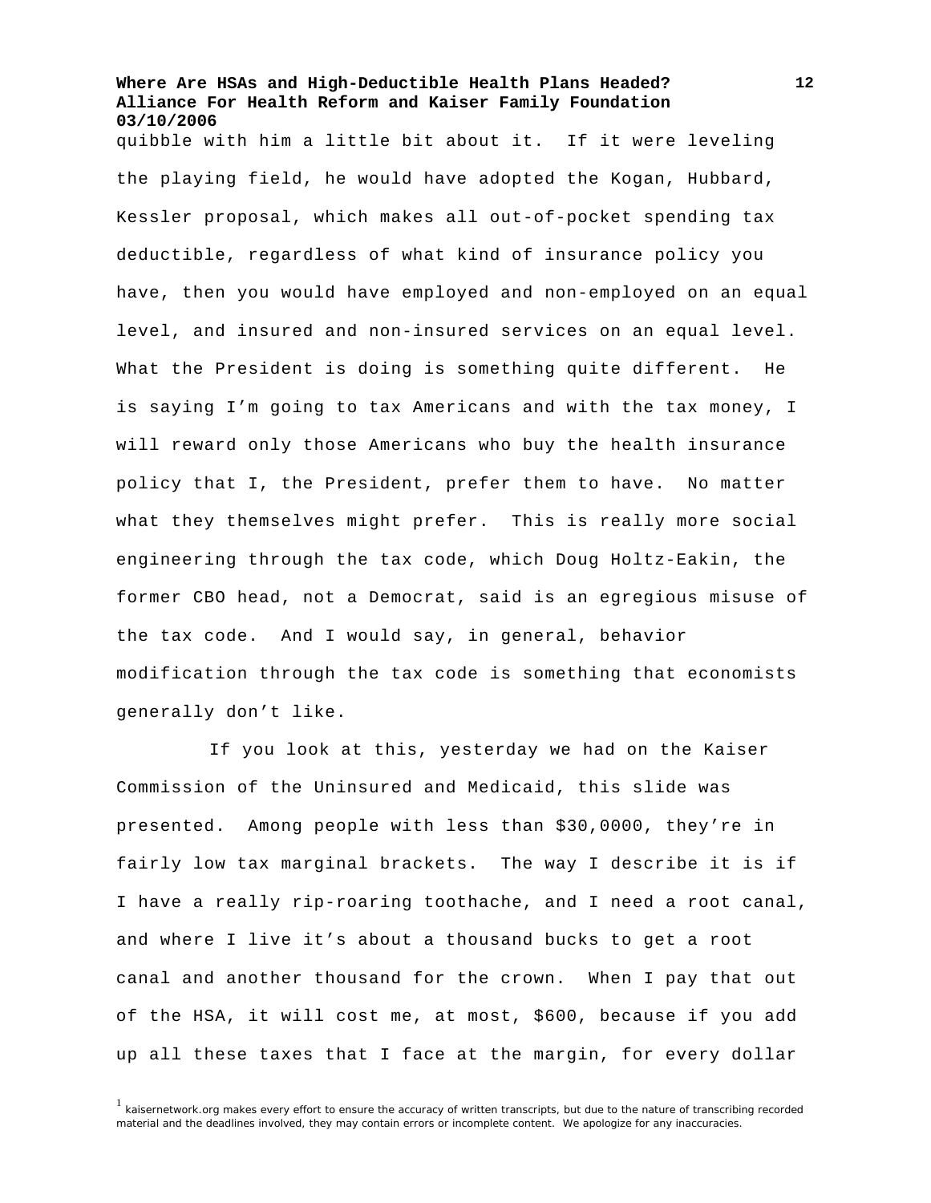quibble with him a little bit about it. If it were leveling the playing field, he would have adopted the Kogan, Hubbard, Kessler proposal, which makes all out-of-pocket spending tax deductible, regardless of what kind of insurance policy you have, then you would have employed and non-employed on an equal level, and insured and non-insured services on an equal level. What the President is doing is something quite different. He is saying I'm going to tax Americans and with the tax money, I will reward only those Americans who buy the health insurance policy that I, the President, prefer them to have. No matter what they themselves might prefer. This is really more social engineering through the tax code, which Doug Holtz-Eakin, the former CBO head, not a Democrat, said is an egregious misuse of the tax code. And I would say, in general, behavior modification through the tax code is something that economists generally don't like.

If you look at this, yesterday we had on the Kaiser Commission of the Uninsured and Medicaid, this slide was presented. Among people with less than $30,0000, they're in fairly low tax marginal brackets. The way I describe it is if I have a really rip-roaring toothache, and I need a root canal, and where I live it's about a thousand bucks to get a root canal and another thousand for the crown. When I pay that out of the HSA, it will cost me, at most, $600, because if you add up all these taxes that I face at the margin, for every dollar

[1] kaisernetwork.org makes every effort to ensure the accuracy of written transcripts, but due to the nature of transcribing recorded material and the deadlines involved, they may contain errors or incomplete content. We apologize for any inaccuracies.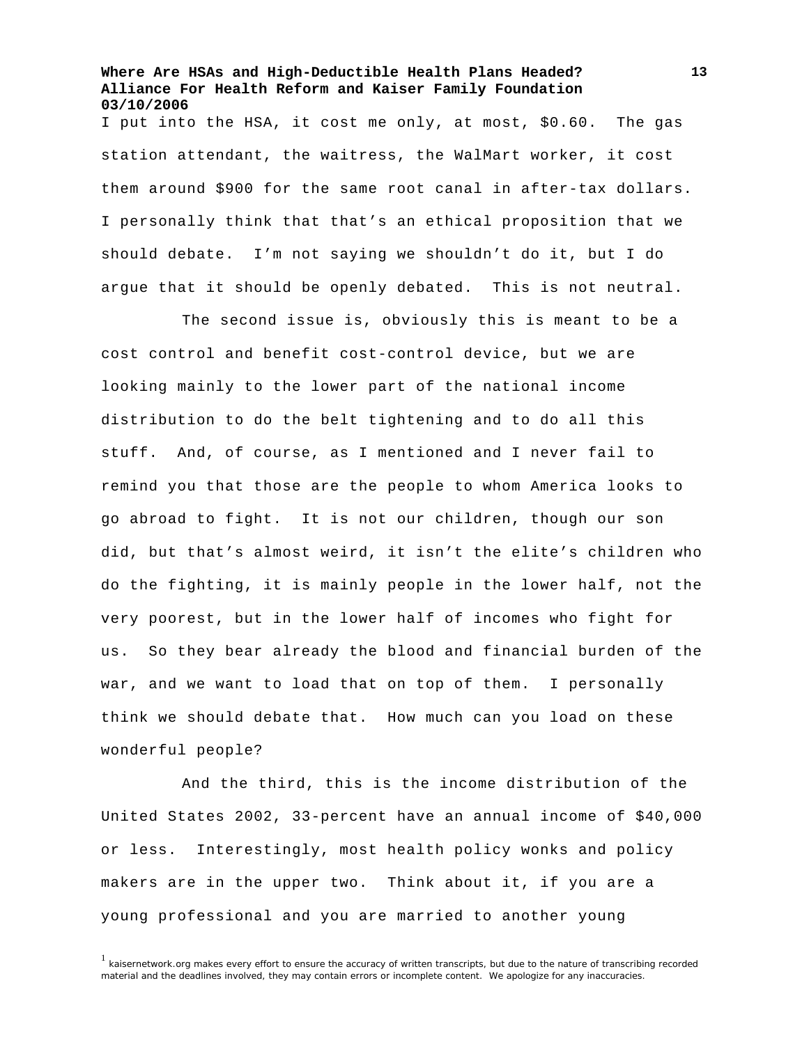I put into the HSA, it cost me only, at most, $0.60. The gas station attendant, the waitress, the WalMart worker, it cost them around $900 for the same root canal in after-tax dollars. I personally think that that's an ethical proposition that we should debate. I'm not saying we shouldn't do it, but I do argue that it should be openly debated. This is not neutral.

The second issue is, obviously this is meant to be a cost control and benefit cost-control device, but we are looking mainly to the lower part of the national income distribution to do the belt tightening and to do all this stuff. And, of course, as I mentioned and I never fail to remind you that those are the people to whom America looks to go abroad to fight. It is not our children, though our son did, but that's almost weird, it isn't the elite's children who do the fighting, it is mainly people in the lower half, not the very poorest, but in the lower half of incomes who fight for us. So they bear already the blood and financial burden of the war, and we want to load that on top of them. I personally think we should debate that. How much can you load on these wonderful people?

And the third, this is the income distribution of the United States 2002, 33-percent have an annual income of $40,000 or less. Interestingly, most health policy wonks and policy makers are in the upper two. Think about it, if you are a young professional and you are married to another young

[1] kaisernetwork.org makes every effort to ensure the accuracy of written transcripts, but due to the nature of transcribing recorded material and the deadlines involved, they may contain errors or incomplete content. We apologize for any inaccuracies.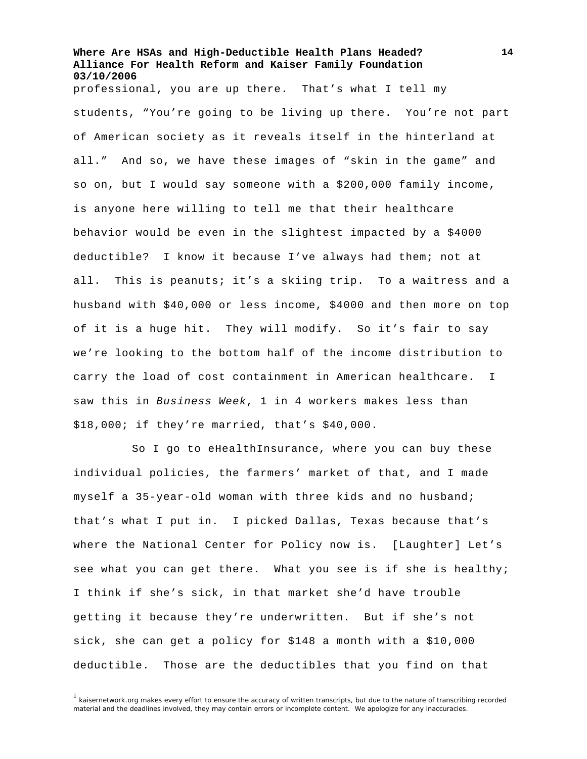professional, you are up there. That's what I tell my students, "You're going to be living up there. You're not part of American society as it reveals itself in the hinterland at all." And so, we have these images of "skin in the game" and so on, but I would say someone with a $200,000 family income, is anyone here willing to tell me that their healthcare behavior would be even in the slightest impacted by a $4000 deductible? I know it because I've always had them; not at all. This is peanuts; it's a skiing trip. To a waitress and a husband with $40,000 or less income, $4000 and then more on top of it is a huge hit. They will modify. So it's fair to say we're looking to the bottom half of the income distribution to carry the load of cost containment in American healthcare. I saw this in *Business Week*, 1 in 4 workers makes less than $18,000; if they're married, that's $40,000.

So I go to eHealthInsurance, where you can buy these individual policies, the farmers' market of that, and I made myself a 35-year-old woman with three kids and no husband; that's what I put in. I picked Dallas, Texas because that's where the National Center for Policy now is. [Laughter] Let's see what you can get there. What you see is if she is healthy; I think if she's sick, in that market she'd have trouble getting it because they're underwritten. But if she's not sick, she can get a policy for $148 a month with a $10,000 deductible. Those are the deductibles that you find on that

[1] kaisernetwork.org makes every effort to ensure the accuracy of written transcripts, but due to the nature of transcribing recorded material and the deadlines involved, they may contain errors or incomplete content. We apologize for any inaccuracies.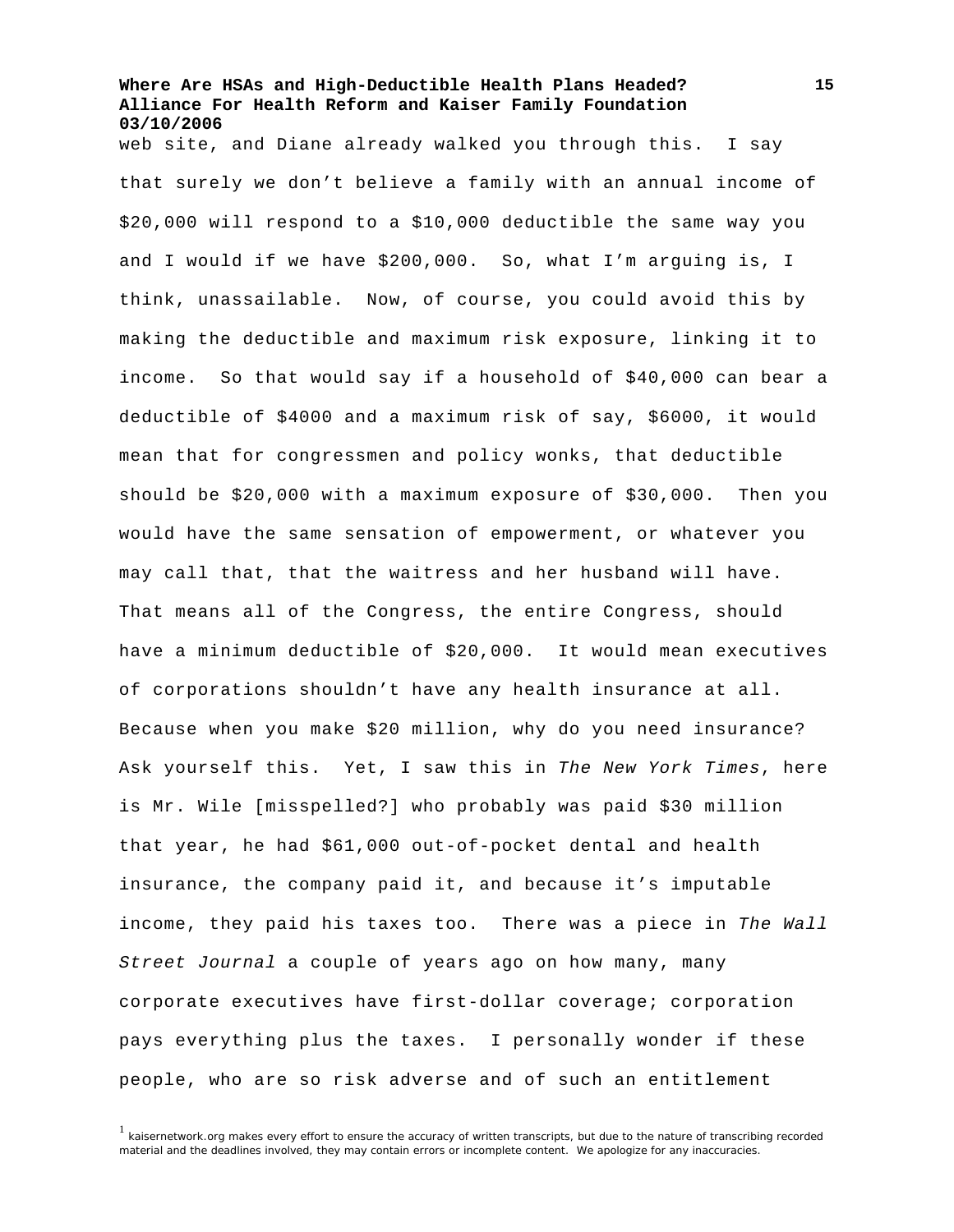web site, and Diane already walked you through this. I say that surely we don't believe a family with an annual income of $20,000 will respond to a $10,000 deductible the same way you and I would if we have $200,000. So, what I'm arguing is, I think, unassailable. Now, of course, you could avoid this by making the deductible and maximum risk exposure, linking it to income. So that would say if a household of $40,000 can bear a deductible of $4000 and a maximum risk of say, $6000, it would mean that for congressmen and policy wonks, that deductible should be $20,000 with a maximum exposure of $30,000. Then you would have the same sensation of empowerment, or whatever you may call that, that the waitress and her husband will have. That means all of the Congress, the entire Congress, should have a minimum deductible of $20,000. It would mean executives of corporations shouldn't have any health insurance at all. Because when you make $20 million, why do you need insurance? Ask yourself this. Yet, I saw this in *The New York Times*, here is Mr. Wile [misspelled?] who probably was paid $30 million that year, he had $61,000 out-of-pocket dental and health insurance, the company paid it, and because it's imputable income, they paid his taxes too. There was a piece in *The Wall Street Journal* a couple of years ago on how many, many corporate executives have first-dollar coverage; corporation pays everything plus the taxes. I personally wonder if these people, who are so risk adverse and of such an entitlement

[1] kaisernetwork.org makes every effort to ensure the accuracy of written transcripts, but due to the nature of transcribing recorded material and the deadlines involved, they may contain errors or incomplete content. We apologize for any inaccuracies.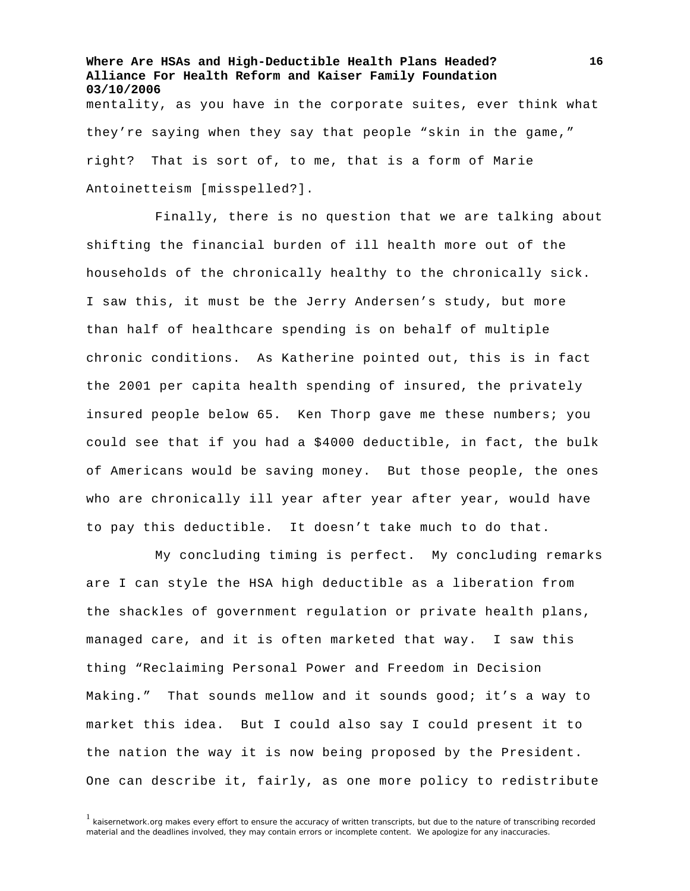mentality, as you have in the corporate suites, ever think what they're saying when they say that people "skin in the game," right? That is sort of, to me, that is a form of Marie Antoinetteism [misspelled?].

Finally, there is no question that we are talking about shifting the financial burden of ill health more out of the households of the chronically healthy to the chronically sick. I saw this, it must be the Jerry Andersen's study, but more than half of healthcare spending is on behalf of multiple chronic conditions. As Katherine pointed out, this is in fact the 2001 per capita health spending of insured, the privately insured people below 65. Ken Thorp gave me these numbers; you could see that if you had a $4000 deductible, in fact, the bulk of Americans would be saving money. But those people, the ones who are chronically ill year after year after year, would have to pay this deductible. It doesn't take much to do that.

My concluding timing is perfect. My concluding remarks are I can style the HSA high deductible as a liberation from the shackles of government regulation or private health plans, managed care, and it is often marketed that way. I saw this thing "Reclaiming Personal Power and Freedom in Decision Making." That sounds mellow and it sounds good; it's a way to market this idea. But I could also say I could present it to the nation the way it is now being proposed by the President. One can describe it, fairly, as one more policy to redistribute

[1] kaisernetwork.org makes every effort to ensure the accuracy of written transcripts, but due to the nature of transcribing recorded material and the deadlines involved, they may contain errors or incomplete content. We apologize for any inaccuracies.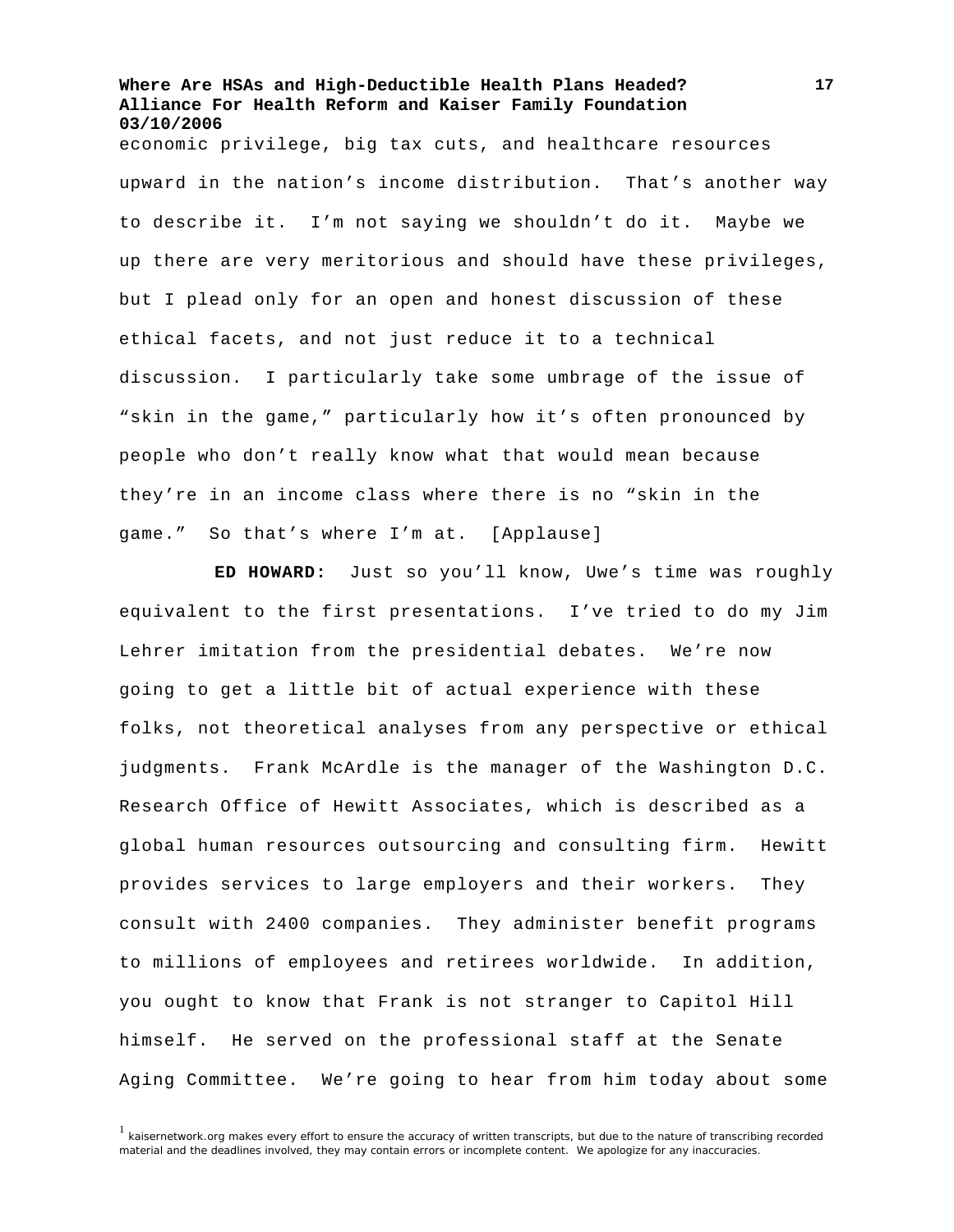economic privilege, big tax cuts, and healthcare resources upward in the nation's income distribution. That's another way to describe it. I'm not saying we shouldn't do it. Maybe we up there are very meritorious and should have these privileges, but I plead only for an open and honest discussion of these ethical facets, and not just reduce it to a technical discussion. I particularly take some umbrage of the issue of "skin in the game," particularly how it's often pronounced by people who don't really know what that would mean because they're in an income class where there is no "skin in the game." So that's where I'm at. [Applause]

**ED HOWARD:** Just so you'll know, Uwe's time was roughly equivalent to the first presentations. I've tried to do my Jim Lehrer imitation from the presidential debates. We're now going to get a little bit of actual experience with these folks, not theoretical analyses from any perspective or ethical judgments. Frank McArdle is the manager of the Washington D.C. Research Office of Hewitt Associates, which is described as a global human resources outsourcing and consulting firm. Hewitt provides services to large employers and their workers. They consult with 2400 companies. They administer benefit programs to millions of employees and retirees worldwide. In addition, you ought to know that Frank is not stranger to Capitol Hill himself. He served on the professional staff at the Senate Aging Committee. We're going to hear from him today about some

[1] kaisernetwork.org makes every effort to ensure the accuracy of written transcripts, but due to the nature of transcribing recorded material and the deadlines involved, they may contain errors or incomplete content. We apologize for any inaccuracies.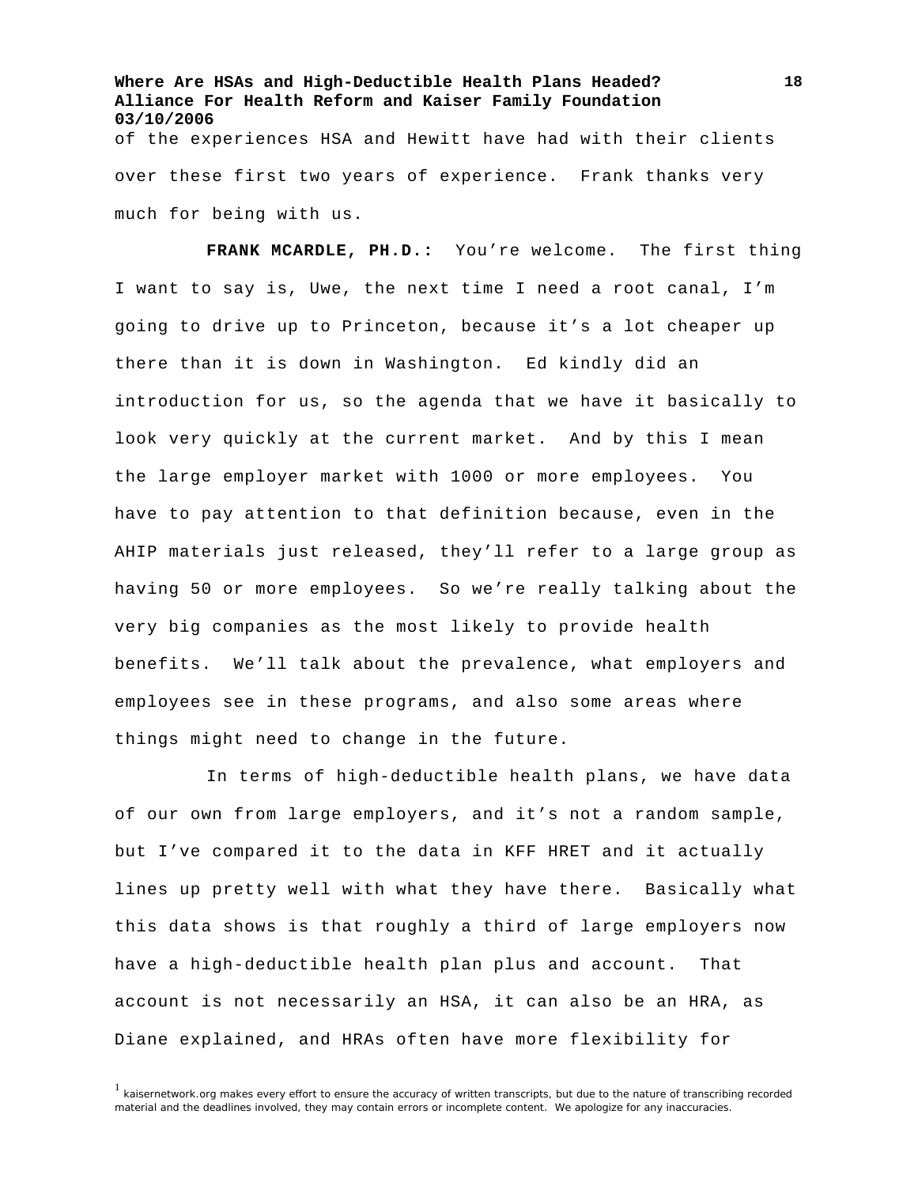of the experiences HSA and Hewitt have had with their clients over these first two years of experience. Frank thanks very much for being with us.

**FRANK MCARDLE, PH.D.:** You're welcome. The first thing I want to say is, Uwe, the next time I need a root canal, I'm going to drive up to Princeton, because it's a lot cheaper up there than it is down in Washington. Ed kindly did an introduction for us, so the agenda that we have it basically to look very quickly at the current market. And by this I mean the large employer market with 1000 or more employees. You have to pay attention to that definition because, even in the AHIP materials just released, they'll refer to a large group as having 50 or more employees. So we're really talking about the very big companies as the most likely to provide health benefits. We'll talk about the prevalence, what employers and employees see in these programs, and also some areas where things might need to change in the future.

In terms of high-deductible health plans, we have data of our own from large employers, and it's not a random sample, but I've compared it to the data in KFF HRET and it actually lines up pretty well with what they have there. Basically what this data shows is that roughly a third of large employers now have a high-deductible health plan plus and account. That account is not necessarily an HSA, it can also be an HRA, as Diane explained, and HRAs often have more flexibility for

[1] kaisernetwork.org makes every effort to ensure the accuracy of written transcripts, but due to the nature of transcribing recorded material and the deadlines involved, they may contain errors or incomplete content. We apologize for any inaccuracies.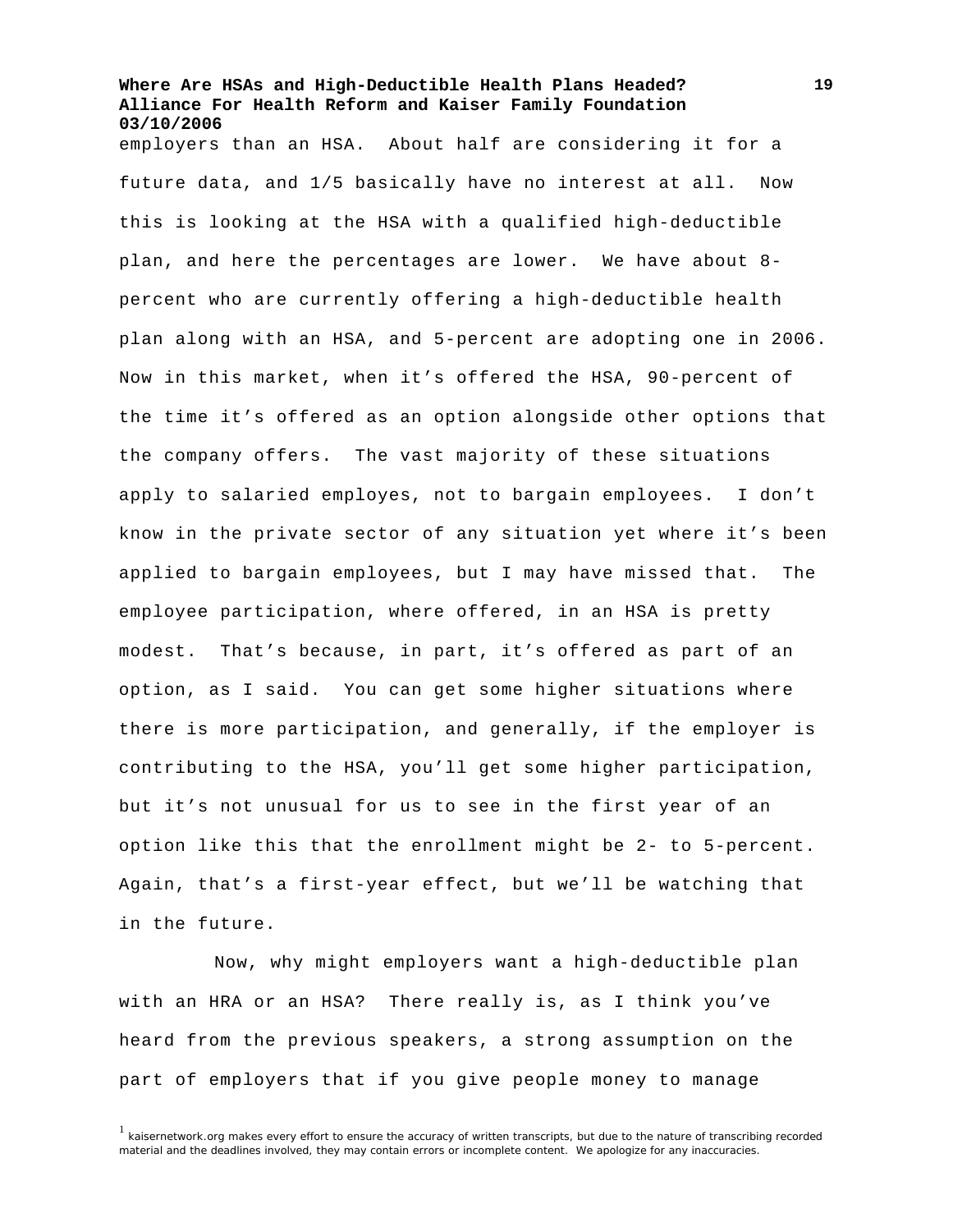employers than an HSA. About half are considering it for a future data, and 1/5 basically have no interest at all. Now this is looking at the HSA with a qualified high-deductible plan, and here the percentages are lower. We have about 8-percent who are currently offering a high-deductible health plan along with an HSA, and 5-percent are adopting one in 2006. Now in this market, when it's offered the HSA, 90-percent of the time it's offered as an option alongside other options that the company offers. The vast majority of these situations apply to salaried employes, not to bargain employees. I don't know in the private sector of any situation yet where it's been applied to bargain employees, but I may have missed that. The employee participation, where offered, in an HSA is pretty modest. That's because, in part, it's offered as part of an option, as I said. You can get some higher situations where there is more participation, and generally, if the employer is contributing to the HSA, you'll get some higher participation, but it's not unusual for us to see in the first year of an option like this that the enrollment might be 2- to 5-percent. Again, that's a first-year effect, but we'll be watching that in the future.

Now, why might employers want a high-deductible plan with an HRA or an HSA? There really is, as I think you've heard from the previous speakers, a strong assumption on the part of employers that if you give people money to manage

[1] kaisernetwork.org makes every effort to ensure the accuracy of written transcripts, but due to the nature of transcribing recorded material and the deadlines involved, they may contain errors or incomplete content. We apologize for any inaccuracies.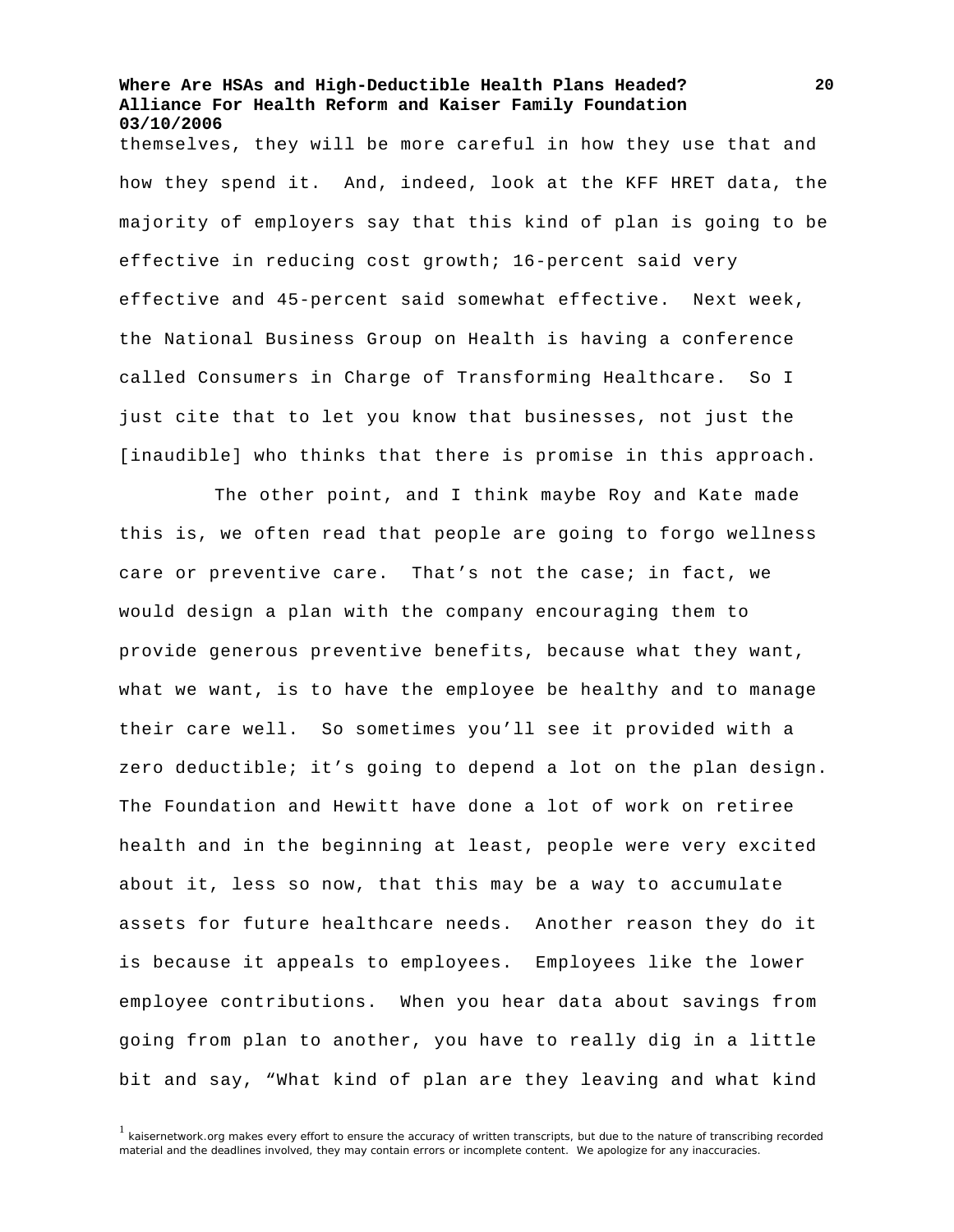themselves, they will be more careful in how they use that and how they spend it. And, indeed, look at the KFF HRET data, the majority of employers say that this kind of plan is going to be effective in reducing cost growth; 16-percent said very effective and 45-percent said somewhat effective. Next week, the National Business Group on Health is having a conference called Consumers in Charge of Transforming Healthcare. So I just cite that to let you know that businesses, not just the [inaudible] who thinks that there is promise in this approach.

The other point, and I think maybe Roy and Kate made this is, we often read that people are going to forgo wellness care or preventive care. That's not the case; in fact, we would design a plan with the company encouraging them to provide generous preventive benefits, because what they want, what we want, is to have the employee be healthy and to manage their care well. So sometimes you'll see it provided with a zero deductible; it's going to depend a lot on the plan design. The Foundation and Hewitt have done a lot of work on retiree health and in the beginning at least, people were very excited about it, less so now, that this may be a way to accumulate assets for future healthcare needs. Another reason they do it is because it appeals to employees. Employees like the lower employee contributions. When you hear data about savings from going from plan to another, you have to really dig in a little bit and say, "What kind of plan are they leaving and what kind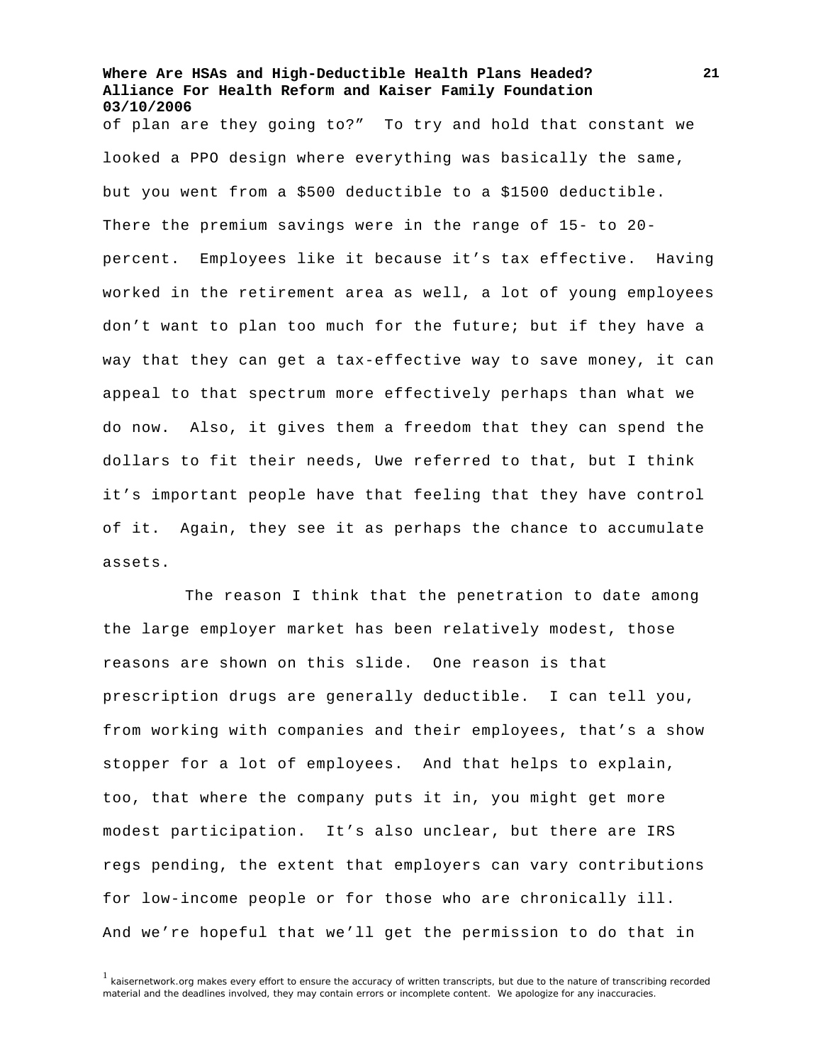of plan are they going to?" To try and hold that constant we looked a PPO design where everything was basically the same, but you went from a $500 deductible to a $1500 deductible. There the premium savings were in the range of 15- to 20-percent. Employees like it because it's tax effective. Having worked in the retirement area as well, a lot of young employees don't want to plan too much for the future; but if they have a way that they can get a tax-effective way to save money, it can appeal to that spectrum more effectively perhaps than what we do now. Also, it gives them a freedom that they can spend the dollars to fit their needs, Uwe referred to that, but I think it's important people have that feeling that they have control of it. Again, they see it as perhaps the chance to accumulate assets.

The reason I think that the penetration to date among the large employer market has been relatively modest, those reasons are shown on this slide. One reason is that prescription drugs are generally deductible. I can tell you, from working with companies and their employees, that's a show stopper for a lot of employees. And that helps to explain, too, that where the company puts it in, you might get more modest participation. It's also unclear, but there are IRS regs pending, the extent that employers can vary contributions for low-income people or for those who are chronically ill. And we're hopeful that we'll get the permission to do that in

[1] kaisernetwork.org makes every effort to ensure the accuracy of written transcripts, but due to the nature of transcribing recorded material and the deadlines involved, they may contain errors or incomplete content. We apologize for any inaccuracies.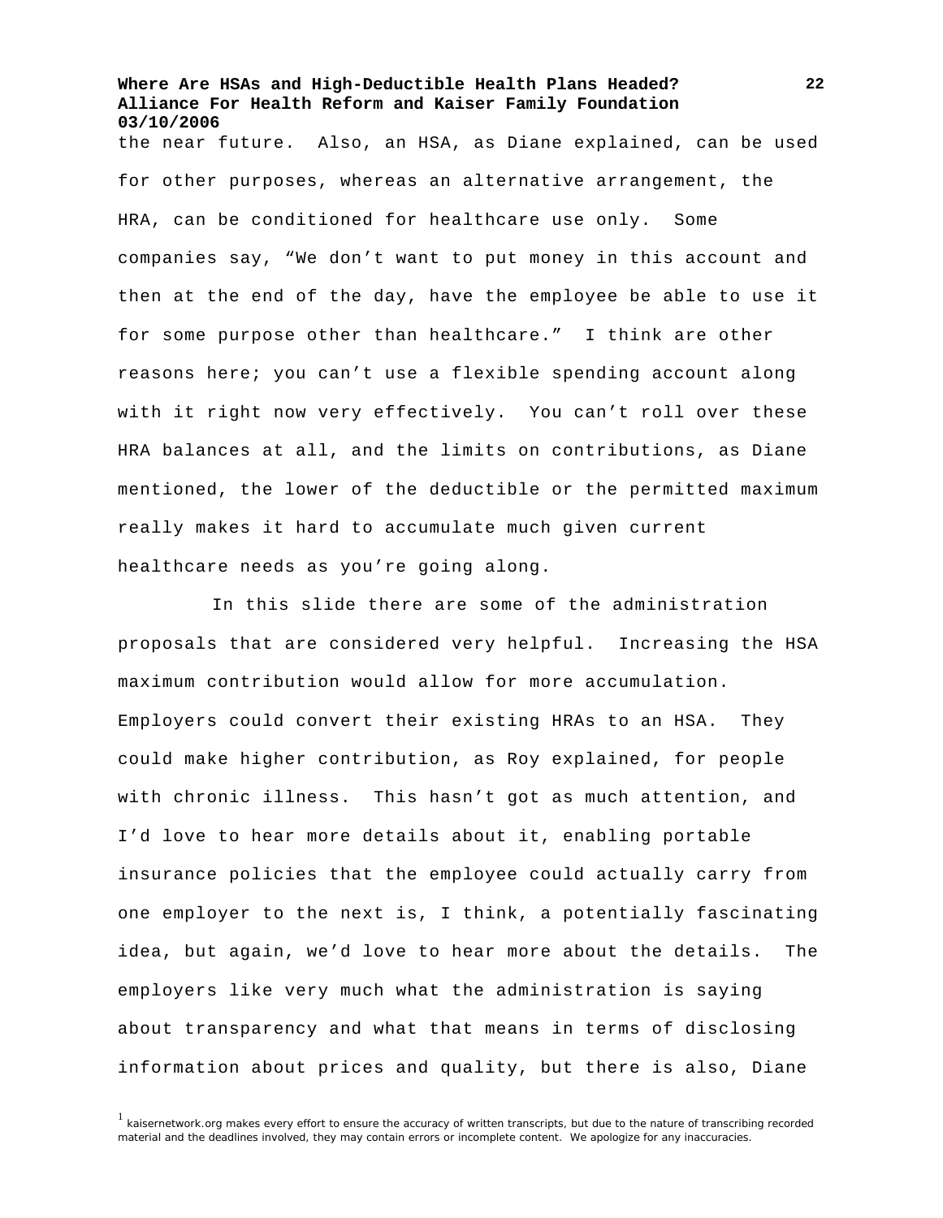the near future. Also, an HSA, as Diane explained, can be used for other purposes, whereas an alternative arrangement, the HRA, can be conditioned for healthcare use only. Some companies say, "We don't want to put money in this account and then at the end of the day, have the employee be able to use it for some purpose other than healthcare." I think are other reasons here; you can't use a flexible spending account along with it right now very effectively. You can't roll over these HRA balances at all, and the limits on contributions, as Diane mentioned, the lower of the deductible or the permitted maximum really makes it hard to accumulate much given current healthcare needs as you're going along.

In this slide there are some of the administration proposals that are considered very helpful. Increasing the HSA maximum contribution would allow for more accumulation. Employers could convert their existing HRAs to an HSA. They could make higher contribution, as Roy explained, for people with chronic illness. This hasn't got as much attention, and I'd love to hear more details about it, enabling portable insurance policies that the employee could actually carry from one employer to the next is, I think, a potentially fascinating idea, but again, we'd love to hear more about the details. The employers like very much what the administration is saying about transparency and what that means in terms of disclosing information about prices and quality, but there is also, Diane

[1] kaisernetwork.org makes every effort to ensure the accuracy of written transcripts, but due to the nature of transcribing recorded material and the deadlines involved, they may contain errors or incomplete content. We apologize for any inaccuracies.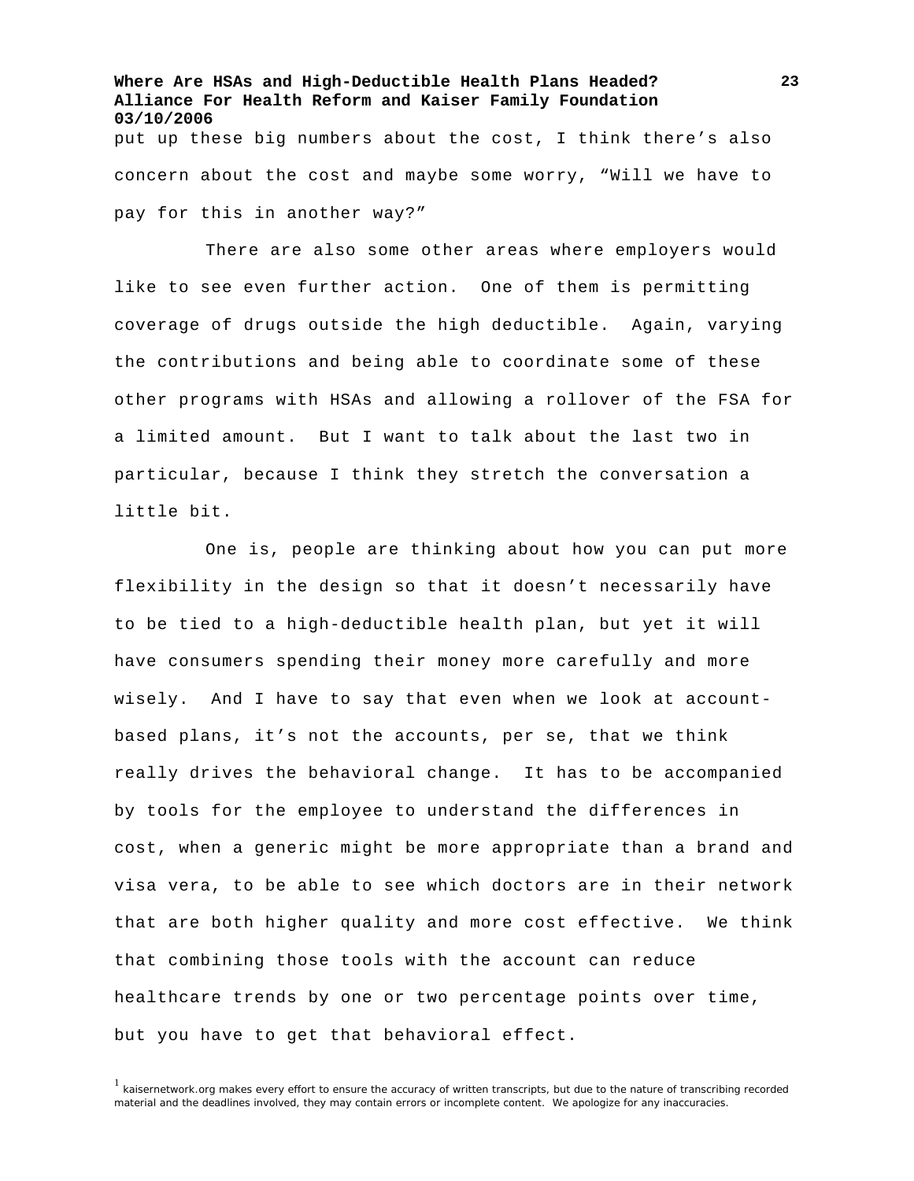put up these big numbers about the cost, I think there's also concern about the cost and maybe some worry, "Will we have to pay for this in another way?"

There are also some other areas where employers would like to see even further action. One of them is permitting coverage of drugs outside the high deductible. Again, varying the contributions and being able to coordinate some of these other programs with HSAs and allowing a rollover of the FSA for a limited amount. But I want to talk about the last two in particular, because I think they stretch the conversation a little bit.

One is, people are thinking about how you can put more flexibility in the design so that it doesn't necessarily have to be tied to a high-deductible health plan, but yet it will have consumers spending their money more carefully and more wisely. And I have to say that even when we look at account-based plans, it's not the accounts, per se, that we think really drives the behavioral change. It has to be accompanied by tools for the employee to understand the differences in cost, when a generic might be more appropriate than a brand and visa vera, to be able to see which doctors are in their network that are both higher quality and more cost effective. We think that combining those tools with the account can reduce healthcare trends by one or two percentage points over time, but you have to get that behavioral effect.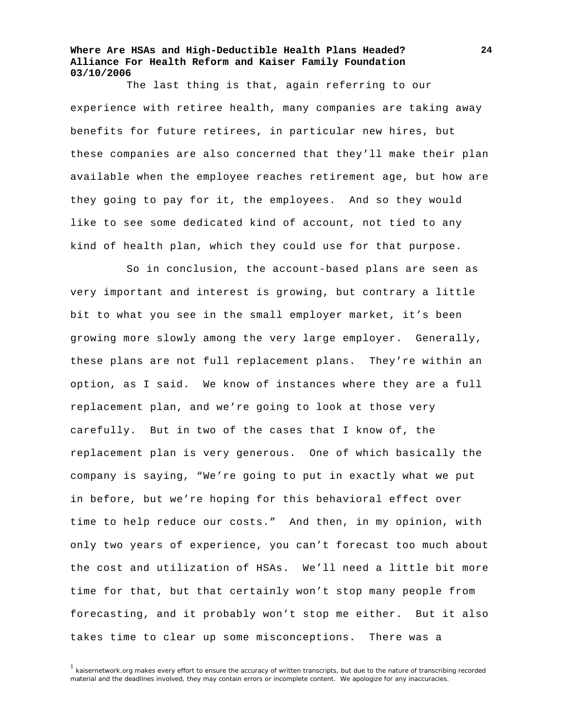The last thing is that, again referring to our experience with retiree health, many companies are taking away benefits for future retirees, in particular new hires, but these companies are also concerned that they'll make their plan available when the employee reaches retirement age, but how are they going to pay for it, the employees. And so they would like to see some dedicated kind of account, not tied to any kind of health plan, which they could use for that purpose.

So in conclusion, the account-based plans are seen as very important and interest is growing, but contrary a little bit to what you see in the small employer market, it's been growing more slowly among the very large employer. Generally, these plans are not full replacement plans. They're within an option, as I said. We know of instances where they are a full replacement plan, and we're going to look at those very carefully. But in two of the cases that I know of, the replacement plan is very generous. One of which basically the company is saying, "We're going to put in exactly what we put in before, but we're hoping for this behavioral effect over time to help reduce our costs." And then, in my opinion, with only two years of experience, you can't forecast too much about the cost and utilization of HSAs. We'll need a little bit more time for that, but that certainly won't stop many people from forecasting, and it probably won't stop me either. But it also takes time to clear up some misconceptions. There was a

[1] kaisernetwork.org makes every effort to ensure the accuracy of written transcripts, but due to the nature of transcribing recorded material and the deadlines involved, they may contain errors or incomplete content. We apologize for any inaccuracies.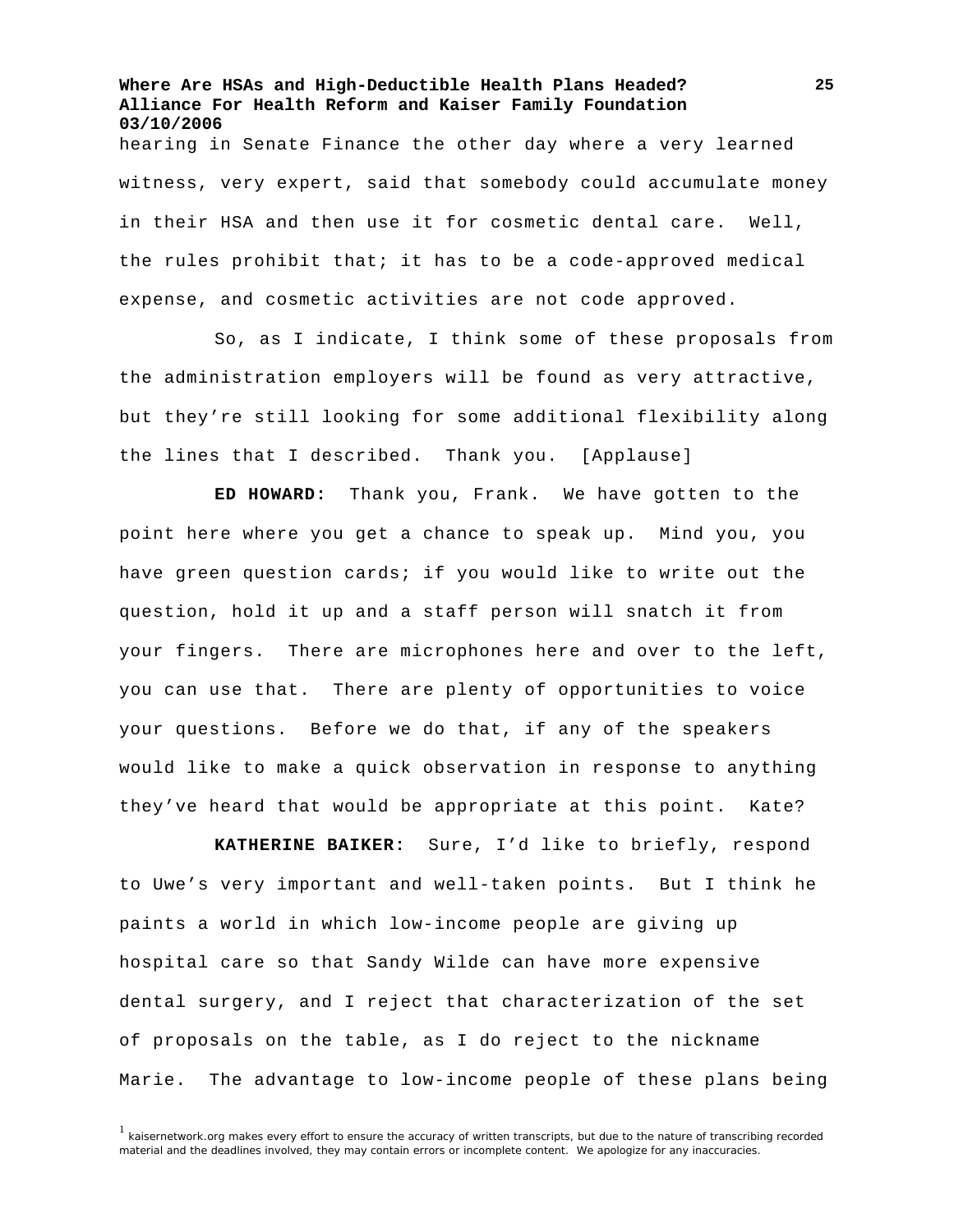hearing in Senate Finance the other day where a very learned witness, very expert, said that somebody could accumulate money in their HSA and then use it for cosmetic dental care. Well, the rules prohibit that; it has to be a code-approved medical expense, and cosmetic activities are not code approved.

So, as I indicate, I think some of these proposals from the administration employers will be found as very attractive, but they're still looking for some additional flexibility along the lines that I described. Thank you. [Applause]

**ED HOWARD:** Thank you, Frank. We have gotten to the point here where you get a chance to speak up. Mind you, you have green question cards; if you would like to write out the question, hold it up and a staff person will snatch it from your fingers. There are microphones here and over to the left, you can use that. There are plenty of opportunities to voice your questions. Before we do that, if any of the speakers would like to make a quick observation in response to anything they've heard that would be appropriate at this point. Kate?

**KATHERINE BAIKER:** Sure, I'd like to briefly, respond to Uwe's very important and well-taken points. But I think he paints a world in which low-income people are giving up hospital care so that Sandy Wilde can have more expensive dental surgery, and I reject that characterization of the set of proposals on the table, as I do reject to the nickname Marie. The advantage to low-income people of these plans being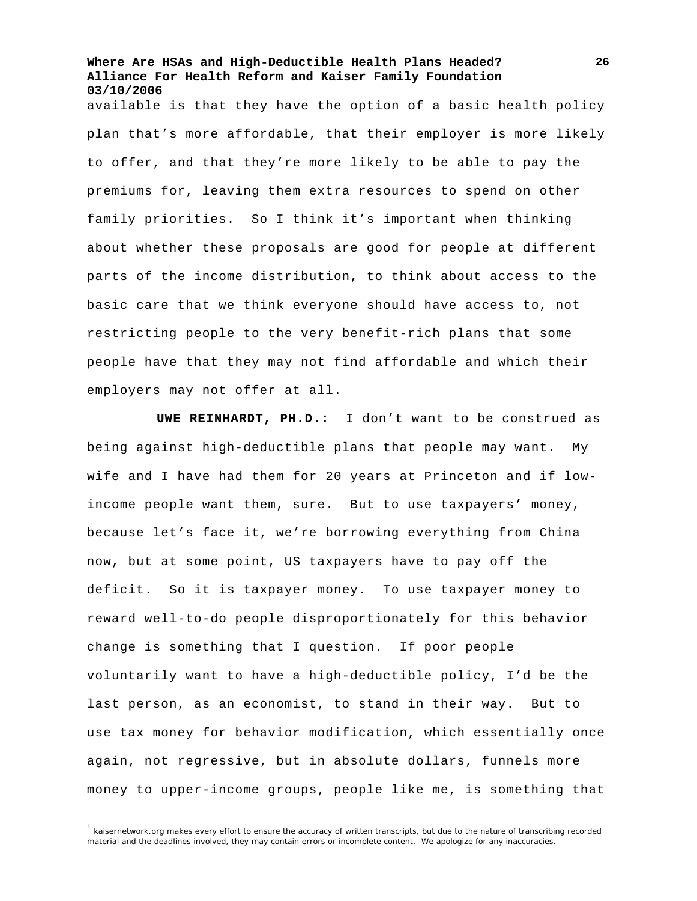available is that they have the option of a basic health policy plan that's more affordable, that their employer is more likely to offer, and that they're more likely to be able to pay the premiums for, leaving them extra resources to spend on other family priorities. So I think it's important when thinking about whether these proposals are good for people at different parts of the income distribution, to think about access to the basic care that we think everyone should have access to, not restricting people to the very benefit-rich plans that some people have that they may not find affordable and which their employers may not offer at all.

**UWE REINHARDT, PH.D.:** I don't want to be construed as being against high-deductible plans that people may want. My wife and I have had them for 20 years at Princeton and if low-income people want them, sure. But to use taxpayers' money, because let's face it, we're borrowing everything from China now, but at some point, US taxpayers have to pay off the deficit. So it is taxpayer money. To use taxpayer money to reward well-to-do people disproportionately for this behavior change is something that I question. If poor people voluntarily want to have a high-deductible policy, I'd be the last person, as an economist, to stand in their way. But to use tax money for behavior modification, which essentially once again, not regressive, but in absolute dollars, funnels more money to upper-income groups, people like me, is something that

[1] kaisernetwork.org makes every effort to ensure the accuracy of written transcripts, but due to the nature of transcribing recorded material and the deadlines involved, they may contain errors or incomplete content. We apologize for any inaccuracies.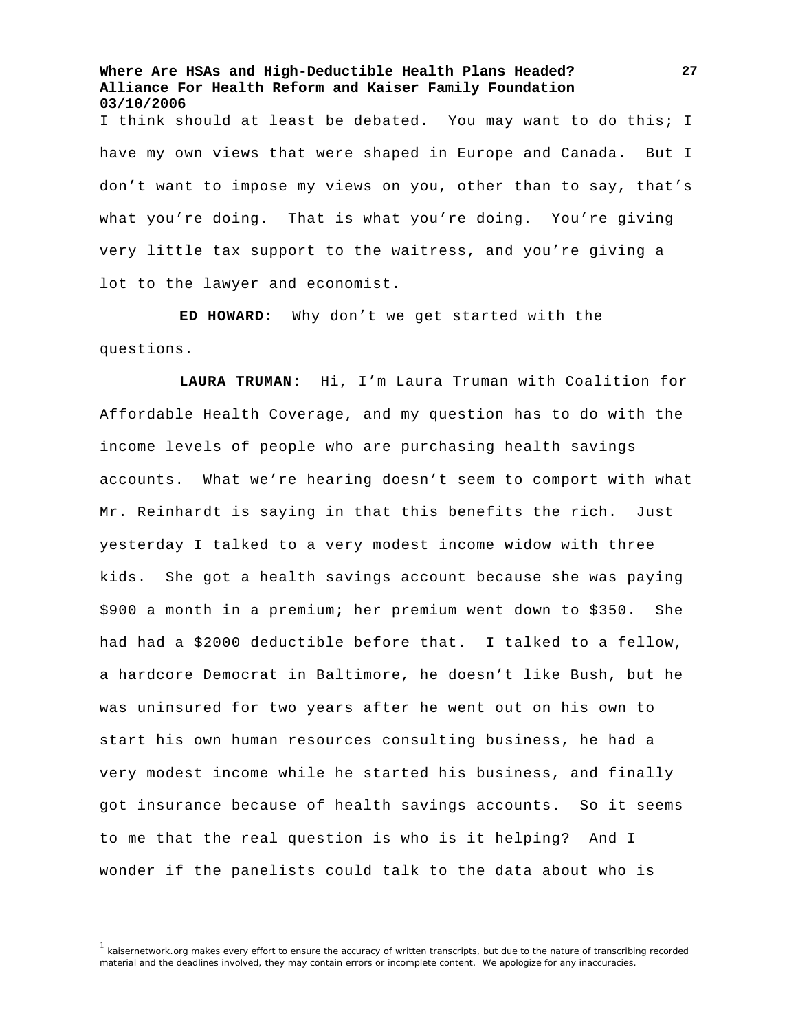I think should at least be debated. You may want to do this; I have my own views that were shaped in Europe and Canada. But I don't want to impose my views on you, other than to say, that's what you're doing. That is what you're doing. You're giving very little tax support to the waitress, and you're giving a lot to the lawyer and economist.

**ED HOWARD:** Why don't we get started with the questions.

**LAURA TRUMAN:** Hi, I'm Laura Truman with Coalition for Affordable Health Coverage, and my question has to do with the income levels of people who are purchasing health savings accounts. What we're hearing doesn't seem to comport with what Mr. Reinhardt is saying in that this benefits the rich. Just yesterday I talked to a very modest income widow with three kids. She got a health savings account because she was paying $900 a month in a premium; her premium went down to $350. She had had a $2000 deductible before that. I talked to a fellow, a hardcore Democrat in Baltimore, he doesn't like Bush, but he was uninsured for two years after he went out on his own to start his own human resources consulting business, he had a very modest income while he started his business, and finally got insurance because of health savings accounts. So it seems to me that the real question is who is it helping? And I wonder if the panelists could talk to the data about who is

[1] kaisernetwork.org makes every effort to ensure the accuracy of written transcripts, but due to the nature of transcribing recorded material and the deadlines involved, they may contain errors or incomplete content. We apologize for any inaccuracies.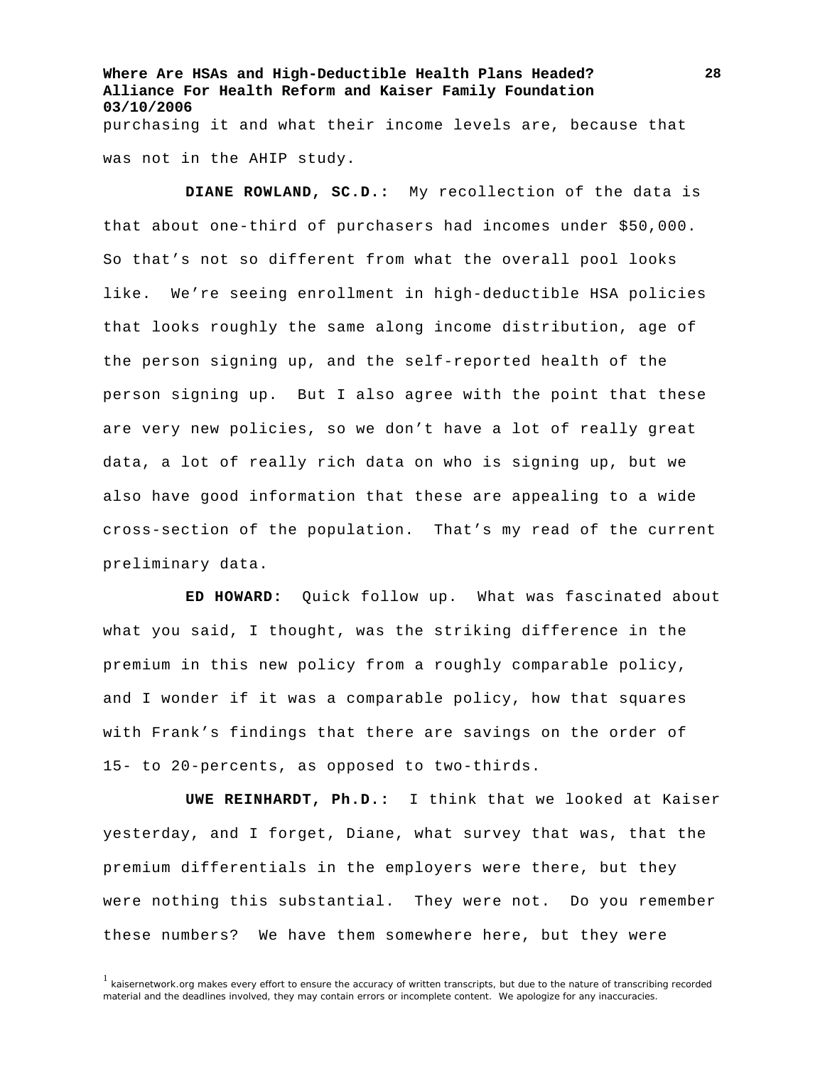purchasing it and what their income levels are, because that was not in the AHIP study.

**DIANE ROWLAND, SC.D.:** My recollection of the data is that about one-third of purchasers had incomes under $50,000. So that's not so different from what the overall pool looks like. We're seeing enrollment in high-deductible HSA policies that looks roughly the same along income distribution, age of the person signing up, and the self-reported health of the person signing up. But I also agree with the point that these are very new policies, so we don't have a lot of really great data, a lot of really rich data on who is signing up, but we also have good information that these are appealing to a wide cross-section of the population. That's my read of the current preliminary data.

**ED HOWARD:** Quick follow up. What was fascinated about what you said, I thought, was the striking difference in the premium in this new policy from a roughly comparable policy, and I wonder if it was a comparable policy, how that squares with Frank's findings that there are savings on the order of 15- to 20-percents, as opposed to two-thirds.

**UWE REINHARDT, Ph.D.:** I think that we looked at Kaiser yesterday, and I forget, Diane, what survey that was, that the premium differentials in the employers were there, but they were nothing this substantial. They were not. Do you remember these numbers? We have them somewhere here, but they were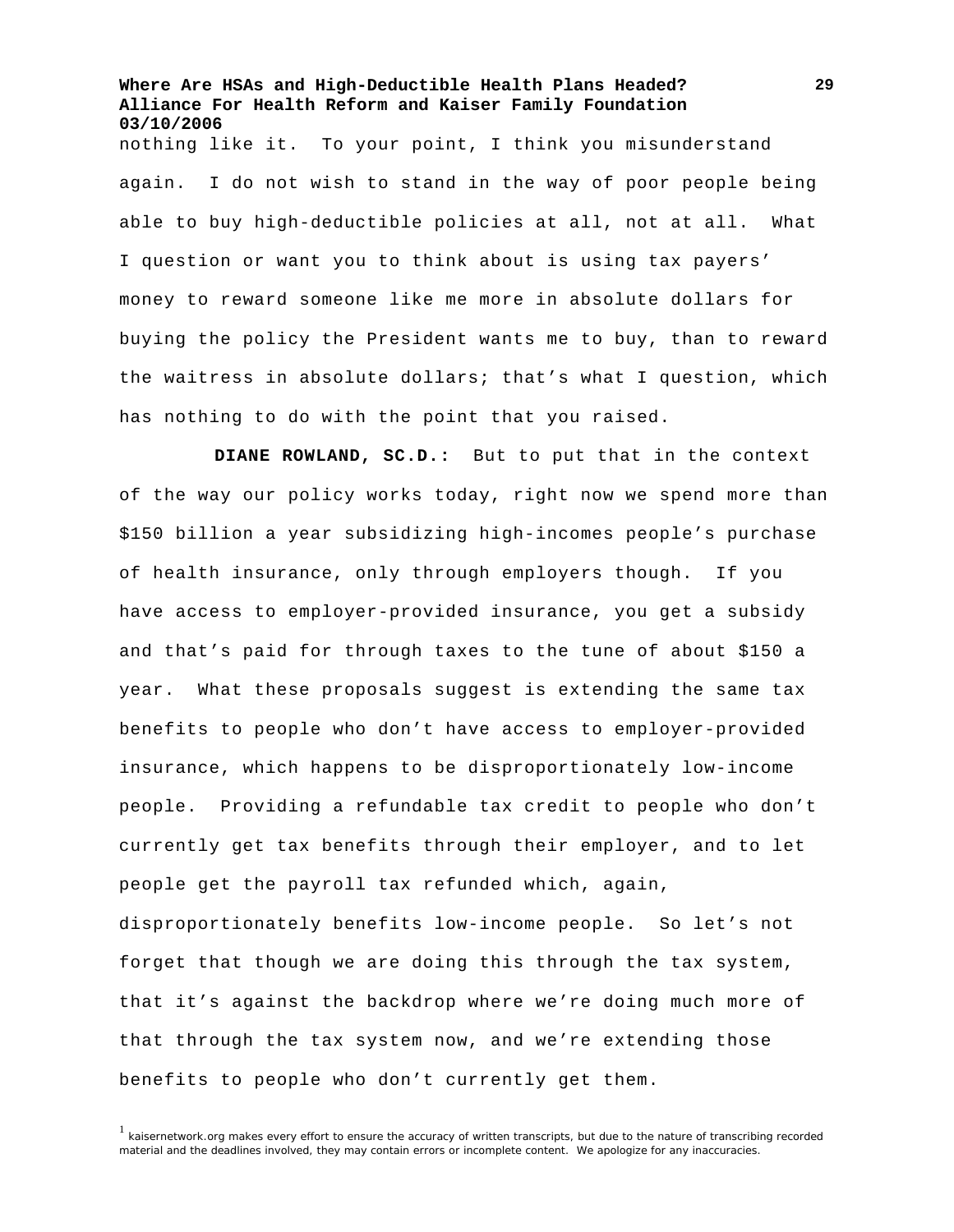nothing like it. To your point, I think you misunderstand again. I do not wish to stand in the way of poor people being able to buy high-deductible policies at all, not at all. What I question or want you to think about is using tax payers' money to reward someone like me more in absolute dollars for buying the policy the President wants me to buy, than to reward the waitress in absolute dollars; that's what I question, which has nothing to do with the point that you raised.

**DIANE ROWLAND, SC.D.:** But to put that in the context of the way our policy works today, right now we spend more than $150 billion a year subsidizing high-incomes people's purchase of health insurance, only through employers though. If you have access to employer-provided insurance, you get a subsidy and that's paid for through taxes to the tune of about $150 a year. What these proposals suggest is extending the same tax benefits to people who don't have access to employer-provided insurance, which happens to be disproportionately low-income people. Providing a refundable tax credit to people who don't currently get tax benefits through their employer, and to let people get the payroll tax refunded which, again, disproportionately benefits low-income people. So let's not forget that though we are doing this through the tax system, that it's against the backdrop where we're doing much more of that through the tax system now, and we're extending those benefits to people who don't currently get them.

[1] kaisernetwork.org makes every effort to ensure the accuracy of written transcripts, but due to the nature of transcribing recorded material and the deadlines involved, they may contain errors or incomplete content. We apologize for any inaccuracies.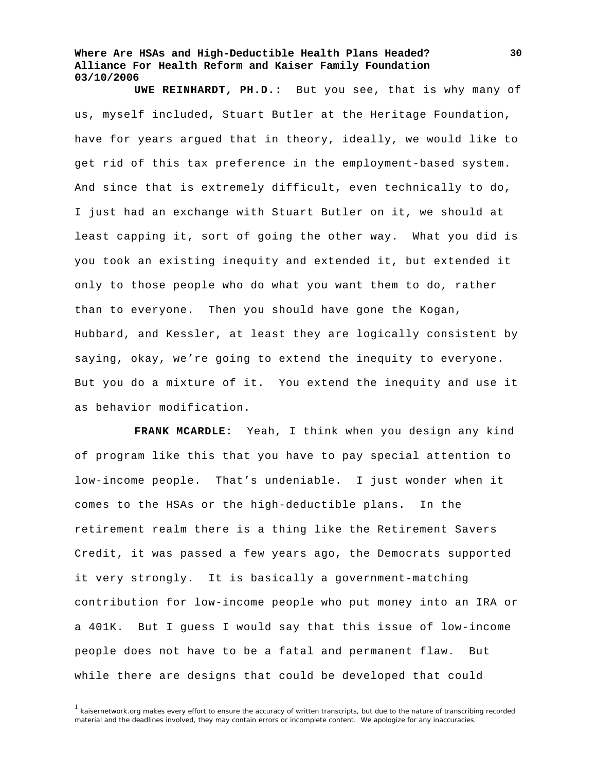**UWE REINHARDT, PH.D.:** But you see, that is why many of us, myself included, Stuart Butler at the Heritage Foundation, have for years argued that in theory, ideally, we would like to get rid of this tax preference in the employment-based system. And since that is extremely difficult, even technically to do, I just had an exchange with Stuart Butler on it, we should at least capping it, sort of going the other way. What you did is you took an existing inequity and extended it, but extended it only to those people who do what you want them to do, rather than to everyone. Then you should have gone the Kogan, Hubbard, and Kessler, at least they are logically consistent by saying, okay, we're going to extend the inequity to everyone. But you do a mixture of it. You extend the inequity and use it as behavior modification.

**FRANK MCARDLE:** Yeah, I think when you design any kind of program like this that you have to pay special attention to low-income people. That's undeniable. I just wonder when it comes to the HSAs or the high-deductible plans. In the retirement realm there is a thing like the Retirement Savers Credit, it was passed a few years ago, the Democrats supported it very strongly. It is basically a government-matching contribution for low-income people who put money into an IRA or a 401K. But I guess I would say that this issue of low-income people does not have to be a fatal and permanent flaw. But while there are designs that could be developed that could

[1] kaisernetwork.org makes every effort to ensure the accuracy of written transcripts, but due to the nature of transcribing recorded material and the deadlines involved, they may contain errors or incomplete content. We apologize for any inaccuracies.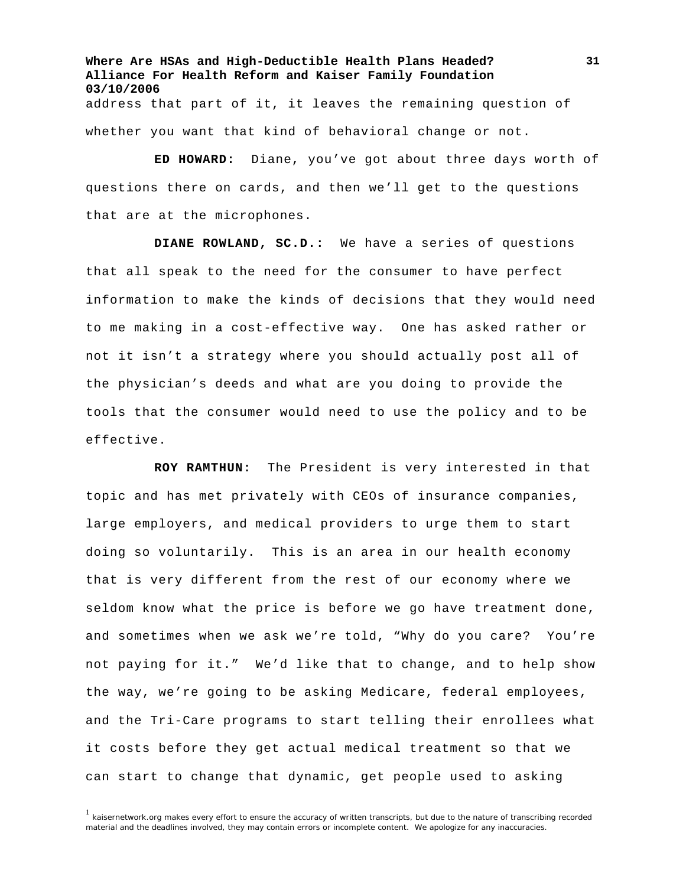address that part of it, it leaves the remaining question of whether you want that kind of behavioral change or not.

**ED HOWARD:** Diane, you've got about three days worth of questions there on cards, and then we'll get to the questions that are at the microphones.

**DIANE ROWLAND, SC.D.:** We have a series of questions that all speak to the need for the consumer to have perfect information to make the kinds of decisions that they would need to me making in a cost-effective way. One has asked rather or not it isn't a strategy where you should actually post all of the physician's deeds and what are you doing to provide the tools that the consumer would need to use the policy and to be effective.

**ROY RAMTHUN:** The President is very interested in that topic and has met privately with CEOs of insurance companies, large employers, and medical providers to urge them to start doing so voluntarily. This is an area in our health economy that is very different from the rest of our economy where we seldom know what the price is before we go have treatment done, and sometimes when we ask we're told, "Why do you care? You're not paying for it." We'd like that to change, and to help show the way, we're going to be asking Medicare, federal employees, and the Tri-Care programs to start telling their enrollees what it costs before they get actual medical treatment so that we can start to change that dynamic, get people used to asking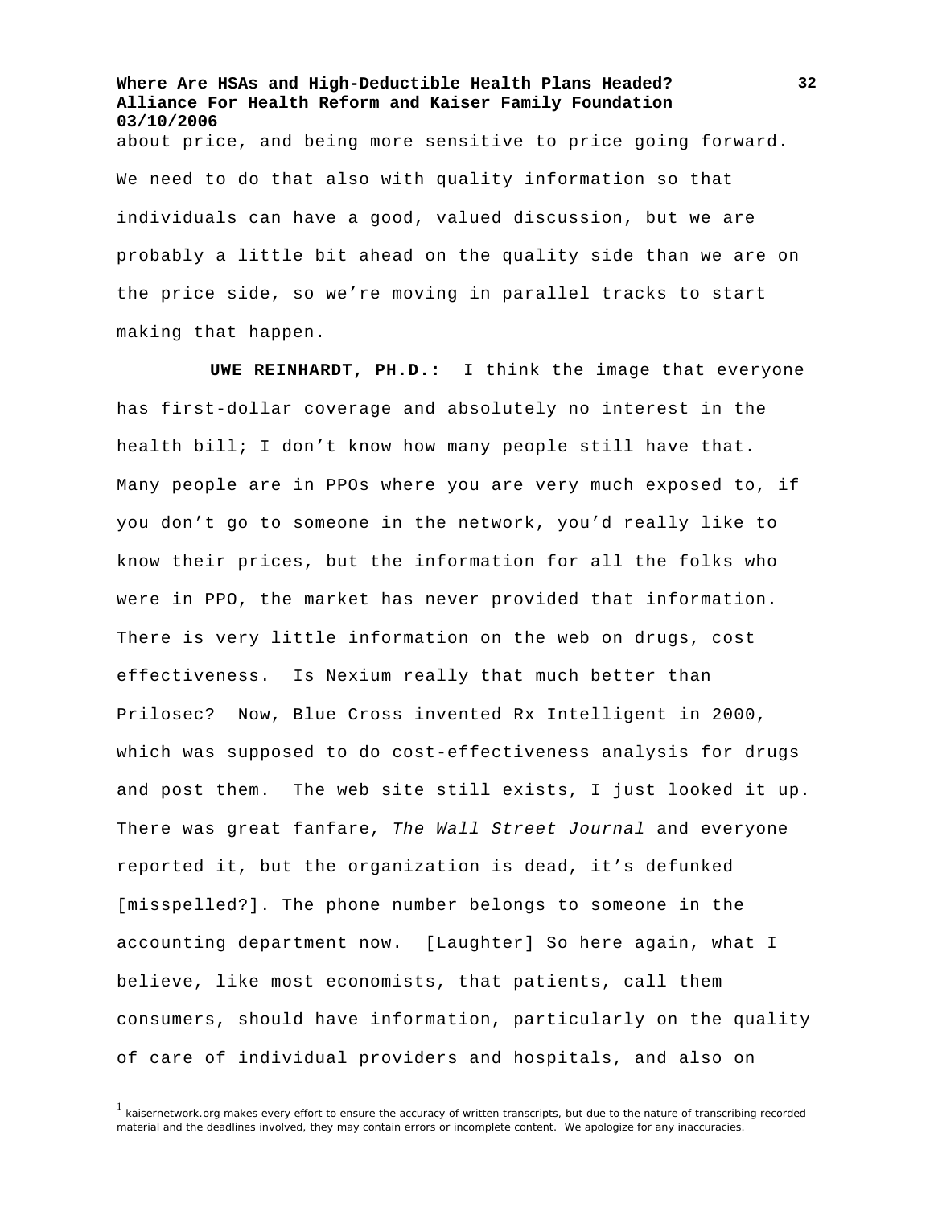about price, and being more sensitive to price going forward. We need to do that also with quality information so that individuals can have a good, valued discussion, but we are probably a little bit ahead on the quality side than we are on the price side, so we're moving in parallel tracks to start making that happen.

**UWE REINHARDT, PH.D.:** I think the image that everyone has first-dollar coverage and absolutely no interest in the health bill; I don't know how many people still have that. Many people are in PPOs where you are very much exposed to, if you don't go to someone in the network, you'd really like to know their prices, but the information for all the folks who were in PPO, the market has never provided that information. There is very little information on the web on drugs, cost effectiveness. Is Nexium really that much better than Prilosec? Now, Blue Cross invented Rx Intelligent in 2000, which was supposed to do cost-effectiveness analysis for drugs and post them. The web site still exists, I just looked it up. There was great fanfare, *The Wall Street Journal* and everyone reported it, but the organization is dead, it's defunked [misspelled?]. The phone number belongs to someone in the accounting department now. [Laughter] So here again, what I believe, like most economists, that patients, call them consumers, should have information, particularly on the quality of care of individual providers and hospitals, and also on

[1] kaisernetwork.org makes every effort to ensure the accuracy of written transcripts, but due to the nature of transcribing recorded material and the deadlines involved, they may contain errors or incomplete content. We apologize for any inaccuracies.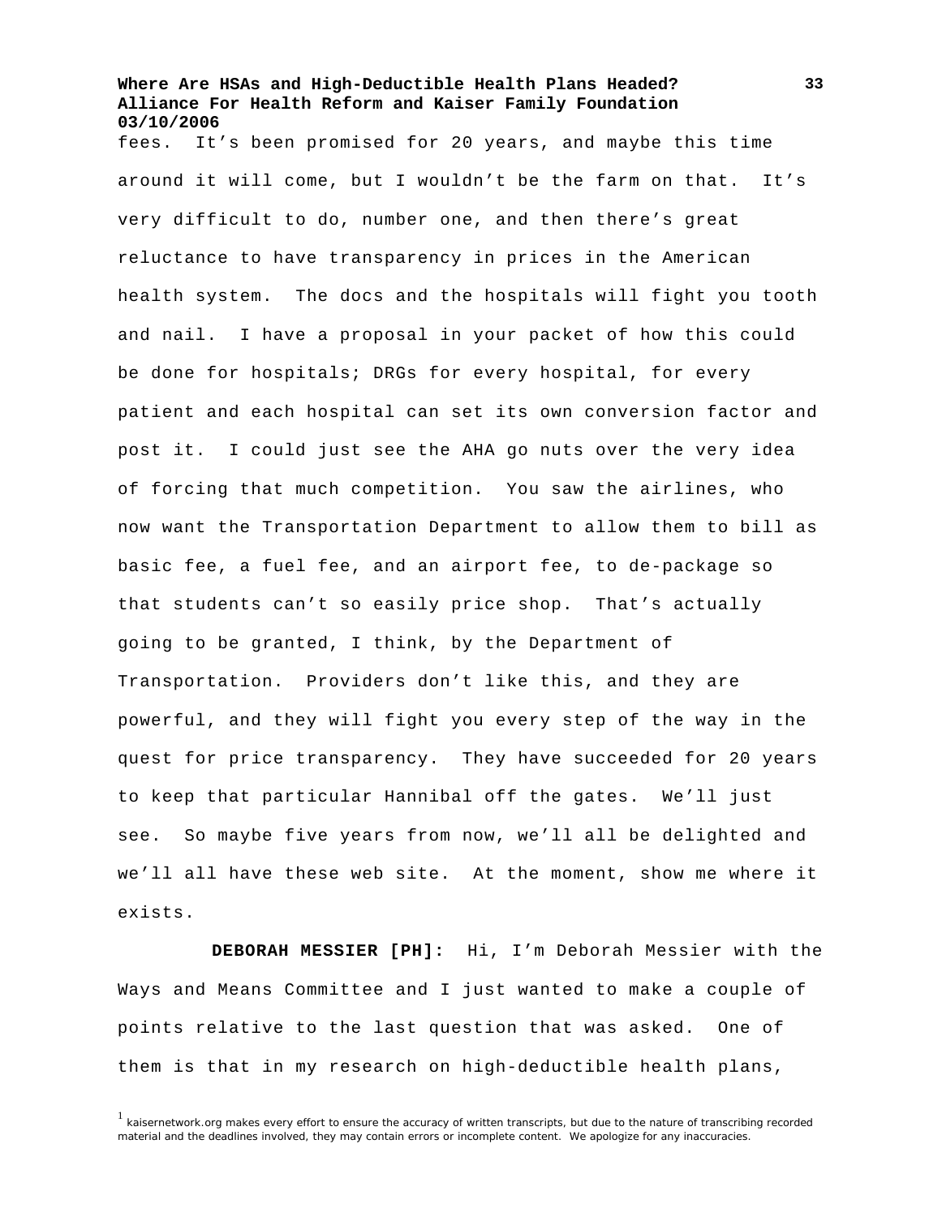fees. It's been promised for 20 years, and maybe this time around it will come, but I wouldn't be the farm on that. It's very difficult to do, number one, and then there's great reluctance to have transparency in prices in the American health system. The docs and the hospitals will fight you tooth and nail. I have a proposal in your packet of how this could be done for hospitals; DRGs for every hospital, for every patient and each hospital can set its own conversion factor and post it. I could just see the AHA go nuts over the very idea of forcing that much competition. You saw the airlines, who now want the Transportation Department to allow them to bill as basic fee, a fuel fee, and an airport fee, to de-package so that students can't so easily price shop. That's actually going to be granted, I think, by the Department of Transportation. Providers don't like this, and they are powerful, and they will fight you every step of the way in the quest for price transparency. They have succeeded for 20 years to keep that particular Hannibal off the gates. We'll just see. So maybe five years from now, we'll all be delighted and we'll all have these web site. At the moment, show me where it exists.

**DEBORAH MESSIER [PH]:** Hi, I'm Deborah Messier with the Ways and Means Committee and I just wanted to make a couple of points relative to the last question that was asked. One of them is that in my research on high-deductible health plans,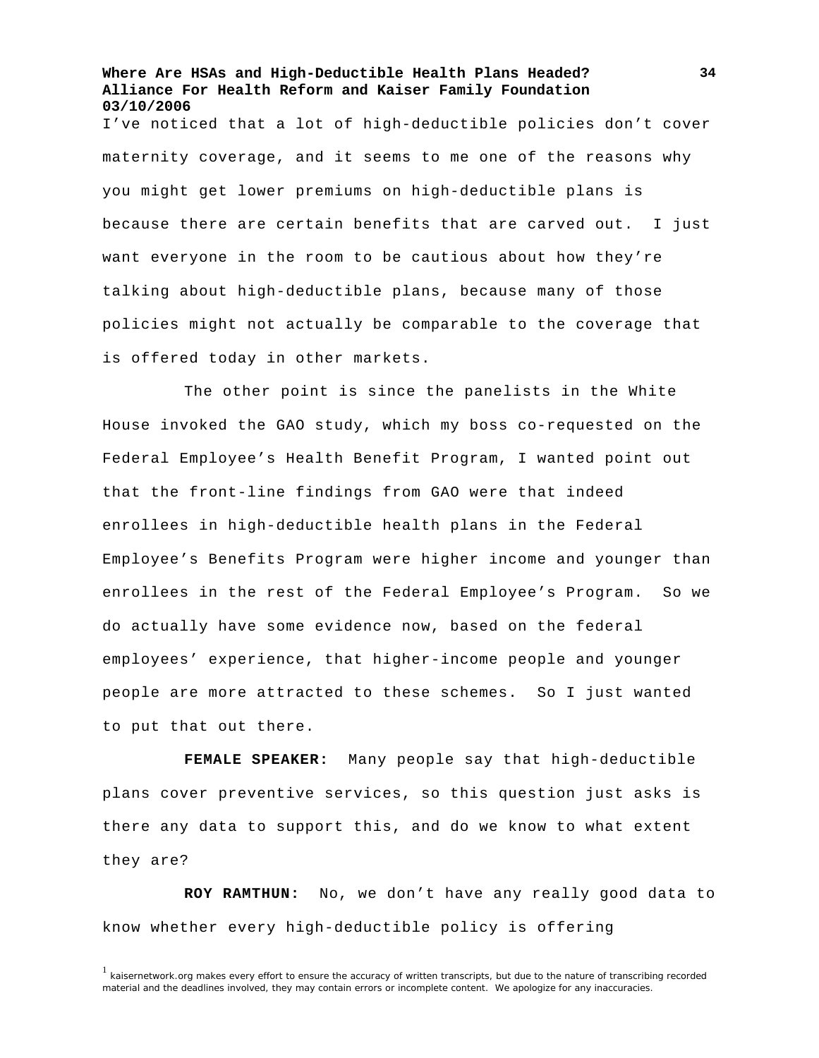I've noticed that a lot of high-deductible policies don't cover maternity coverage, and it seems to me one of the reasons why you might get lower premiums on high-deductible plans is because there are certain benefits that are carved out. I just want everyone in the room to be cautious about how they're talking about high-deductible plans, because many of those policies might not actually be comparable to the coverage that is offered today in other markets.

The other point is since the panelists in the White House invoked the GAO study, which my boss co-requested on the Federal Employee's Health Benefit Program, I wanted point out that the front-line findings from GAO were that indeed enrollees in high-deductible health plans in the Federal Employee's Benefits Program were higher income and younger than enrollees in the rest of the Federal Employee's Program. So we do actually have some evidence now, based on the federal employees' experience, that higher-income people and younger people are more attracted to these schemes. So I just wanted to put that out there.

**FEMALE SPEAKER:** Many people say that high-deductible plans cover preventive services, so this question just asks is there any data to support this, and do we know to what extent they are?

**ROY RAMTHUN:** No, we don't have any really good data to know whether every high-deductible policy is offering

[1] kaisernetwork.org makes every effort to ensure the accuracy of written transcripts, but due to the nature of transcribing recorded material and the deadlines involved, they may contain errors or incomplete content. We apologize for any inaccuracies.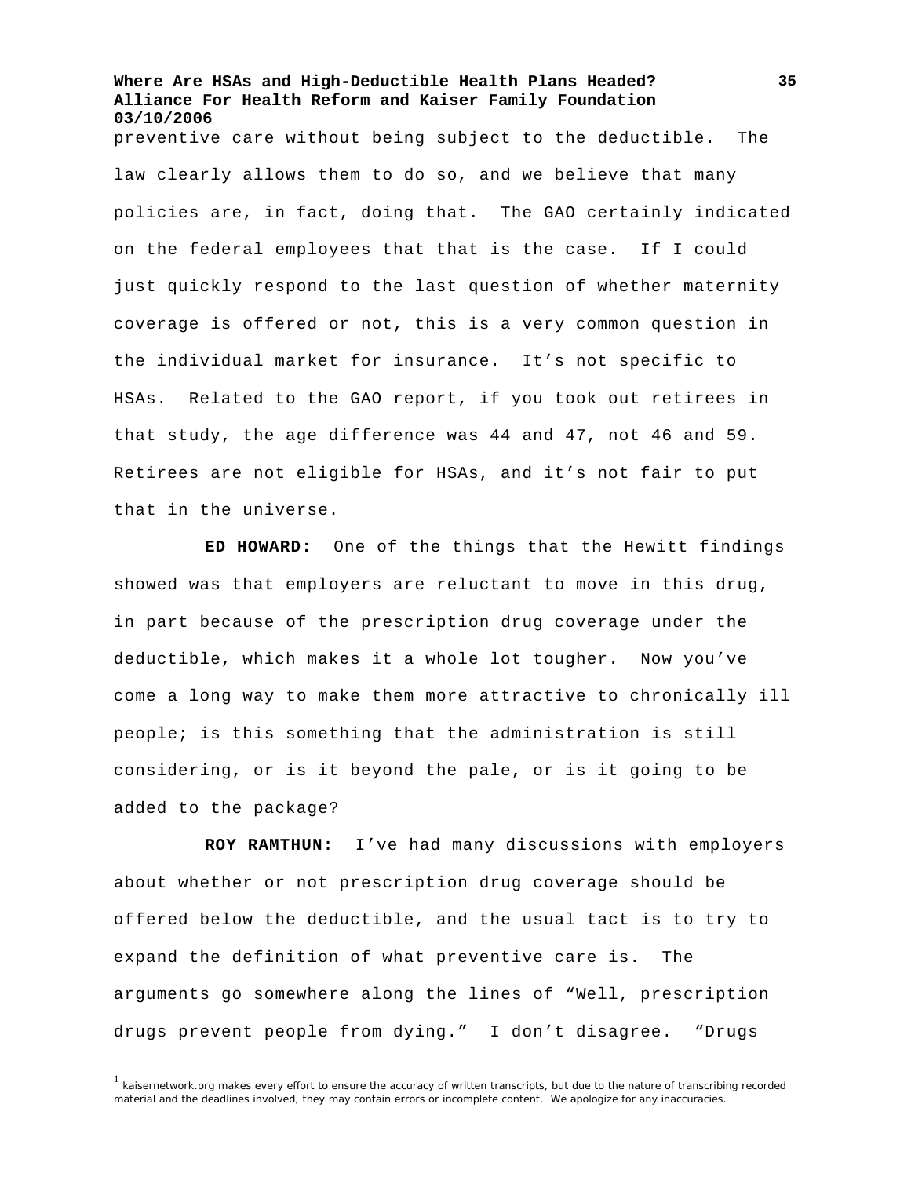preventive care without being subject to the deductible. The law clearly allows them to do so, and we believe that many policies are, in fact, doing that. The GAO certainly indicated on the federal employees that that is the case. If I could just quickly respond to the last question of whether maternity coverage is offered or not, this is a very common question in the individual market for insurance. It's not specific to HSAs. Related to the GAO report, if you took out retirees in that study, the age difference was 44 and 47, not 46 and 59. Retirees are not eligible for HSAs, and it's not fair to put that in the universe.

**ED HOWARD:** One of the things that the Hewitt findings showed was that employers are reluctant to move in this drug, in part because of the prescription drug coverage under the deductible, which makes it a whole lot tougher. Now you've come a long way to make them more attractive to chronically ill people; is this something that the administration is still considering, or is it beyond the pale, or is it going to be added to the package?

**ROY RAMTHUN:** I've had many discussions with employers about whether or not prescription drug coverage should be offered below the deductible, and the usual tact is to try to expand the definition of what preventive care is. The arguments go somewhere along the lines of "Well, prescription drugs prevent people from dying." I don't disagree. "Drugs

[1] kaisernetwork.org makes every effort to ensure the accuracy of written transcripts, but due to the nature of transcribing recorded material and the deadlines involved, they may contain errors or incomplete content. We apologize for any inaccuracies.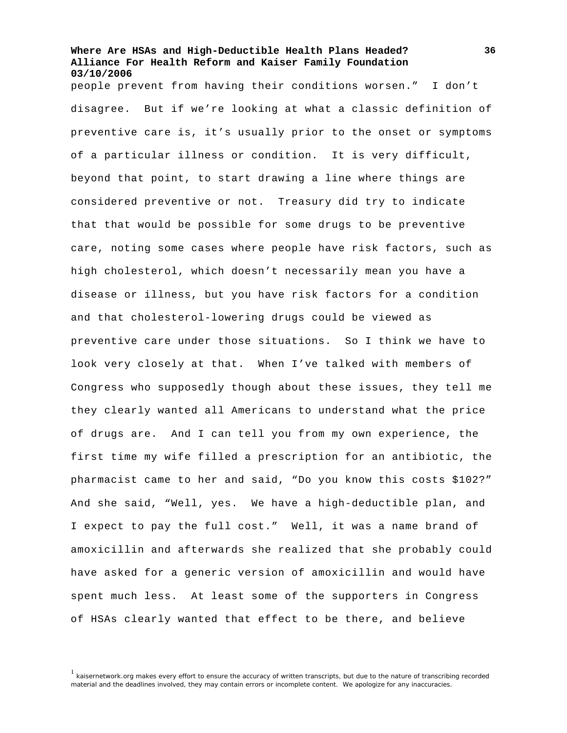people prevent from having their conditions worsen." I don't disagree. But if we're looking at what a classic definition of preventive care is, it's usually prior to the onset or symptoms of a particular illness or condition. It is very difficult, beyond that point, to start drawing a line where things are considered preventive or not. Treasury did try to indicate that that would be possible for some drugs to be preventive care, noting some cases where people have risk factors, such as high cholesterol, which doesn't necessarily mean you have a disease or illness, but you have risk factors for a condition and that cholesterol-lowering drugs could be viewed as preventive care under those situations. So I think we have to look very closely at that. When I've talked with members of Congress who supposedly though about these issues, they tell me they clearly wanted all Americans to understand what the price of drugs are. And I can tell you from my own experience, the first time my wife filled a prescription for an antibiotic, the pharmacist came to her and said, "Do you know this costs $102?" And she said, "Well, yes. We have a high-deductible plan, and I expect to pay the full cost." Well, it was a name brand of amoxicillin and afterwards she realized that she probably could have asked for a generic version of amoxicillin and would have spent much less. At least some of the supporters in Congress of HSAs clearly wanted that effect to be there, and believe

[1] kaisernetwork.org makes every effort to ensure the accuracy of written transcripts, but due to the nature of transcribing recorded material and the deadlines involved, they may contain errors or incomplete content. We apologize for any inaccuracies.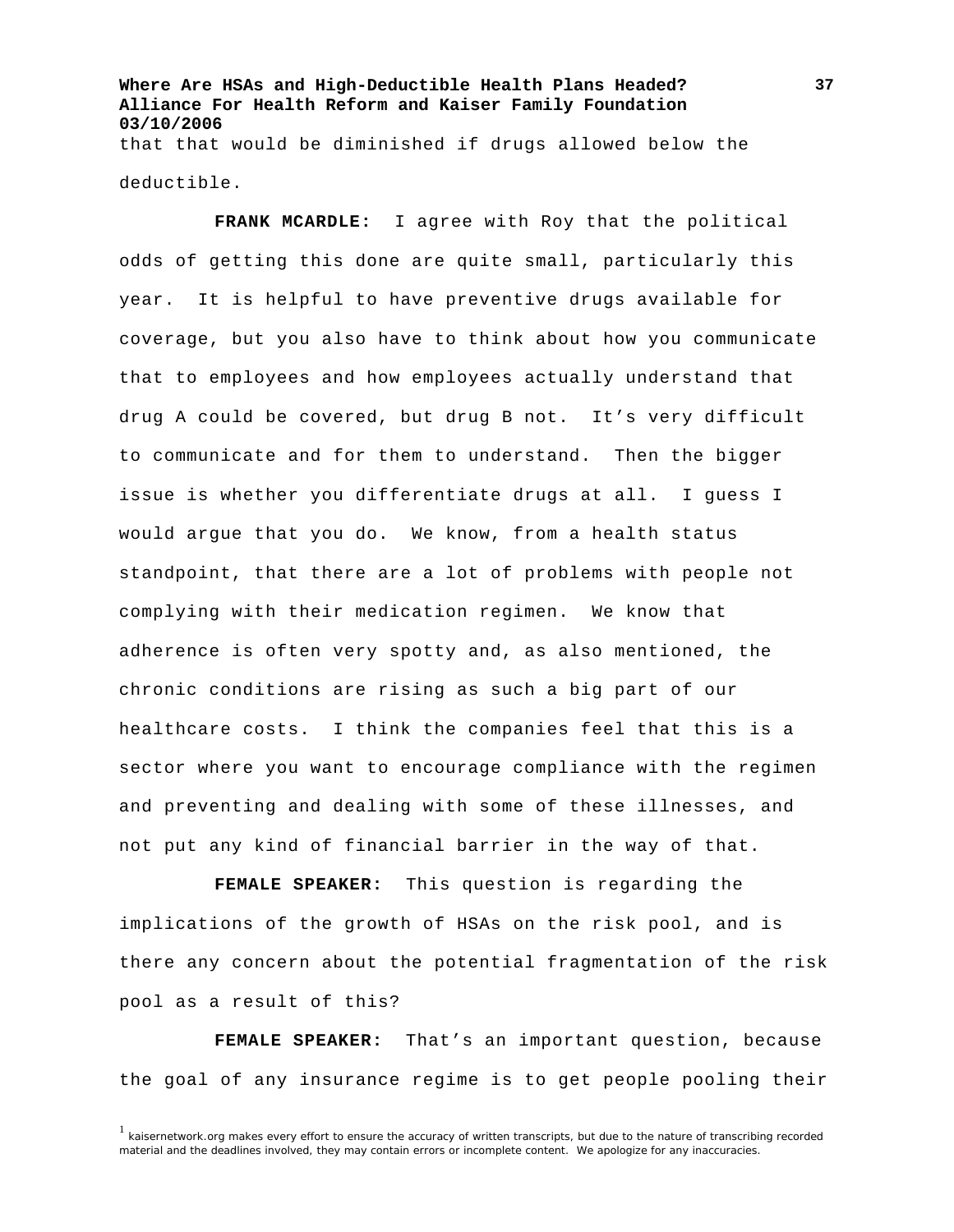that that would be diminished if drugs allowed below the deductible.

**FRANK MCARDLE:** I agree with Roy that the political odds of getting this done are quite small, particularly this year. It is helpful to have preventive drugs available for coverage, but you also have to think about how you communicate that to employees and how employees actually understand that drug A could be covered, but drug B not. It's very difficult to communicate and for them to understand. Then the bigger issue is whether you differentiate drugs at all. I guess I would argue that you do. We know, from a health status standpoint, that there are a lot of problems with people not complying with their medication regimen. We know that adherence is often very spotty and, as also mentioned, the chronic conditions are rising as such a big part of our healthcare costs. I think the companies feel that this is a sector where you want to encourage compliance with the regimen and preventing and dealing with some of these illnesses, and not put any kind of financial barrier in the way of that.

**FEMALE SPEAKER:** This question is regarding the implications of the growth of HSAs on the risk pool, and is there any concern about the potential fragmentation of the risk pool as a result of this?

**FEMALE SPEAKER:** That's an important question, because the goal of any insurance regime is to get people pooling their

[1] kaisernetwork.org makes every effort to ensure the accuracy of written transcripts, but due to the nature of transcribing recorded material and the deadlines involved, they may contain errors or incomplete content. We apologize for any inaccuracies.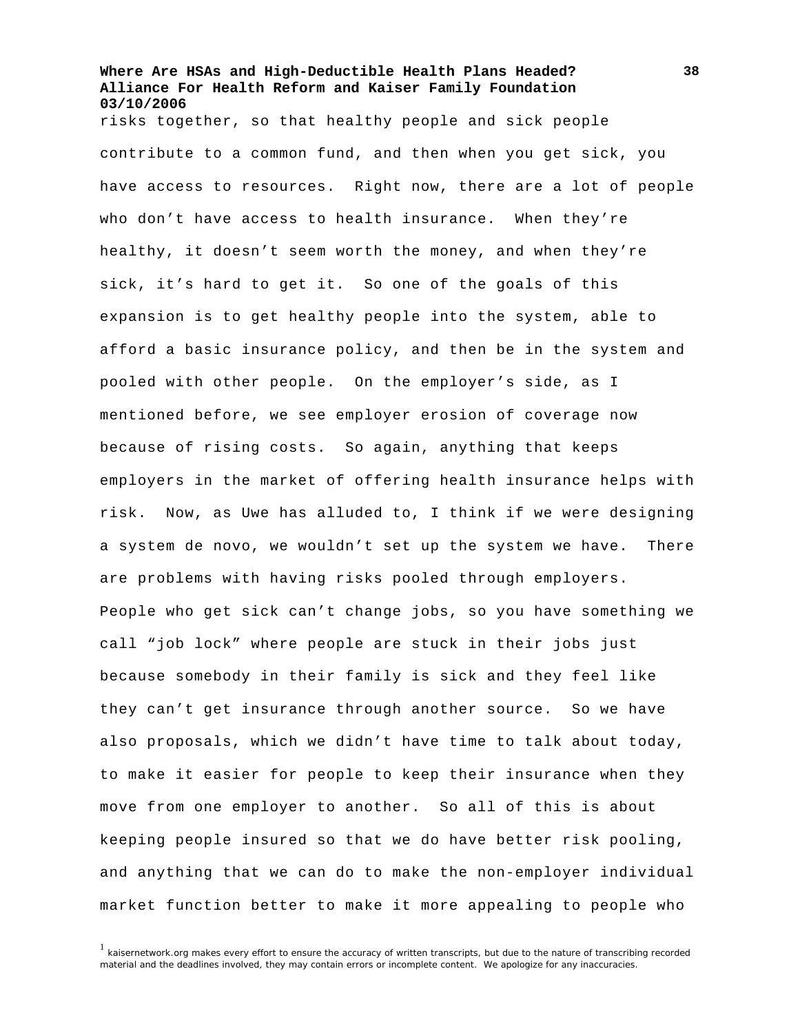risks together, so that healthy people and sick people contribute to a common fund, and then when you get sick, you have access to resources. Right now, there are a lot of people who don't have access to health insurance. When they're healthy, it doesn't seem worth the money, and when they're sick, it's hard to get it. So one of the goals of this expansion is to get healthy people into the system, able to afford a basic insurance policy, and then be in the system and pooled with other people. On the employer's side, as I mentioned before, we see employer erosion of coverage now because of rising costs. So again, anything that keeps employers in the market of offering health insurance helps with risk. Now, as Uwe has alluded to, I think if we were designing a system de novo, we wouldn't set up the system we have. There are problems with having risks pooled through employers. People who get sick can't change jobs, so you have something we call "job lock" where people are stuck in their jobs just because somebody in their family is sick and they feel like they can't get insurance through another source. So we have also proposals, which we didn't have time to talk about today, to make it easier for people to keep their insurance when they move from one employer to another. So all of this is about keeping people insured so that we do have better risk pooling, and anything that we can do to make the non-employer individual market function better to make it more appealing to people who

[1] kaisernetwork.org makes every effort to ensure the accuracy of written transcripts, but due to the nature of transcribing recorded material and the deadlines involved, they may contain errors or incomplete content. We apologize for any inaccuracies.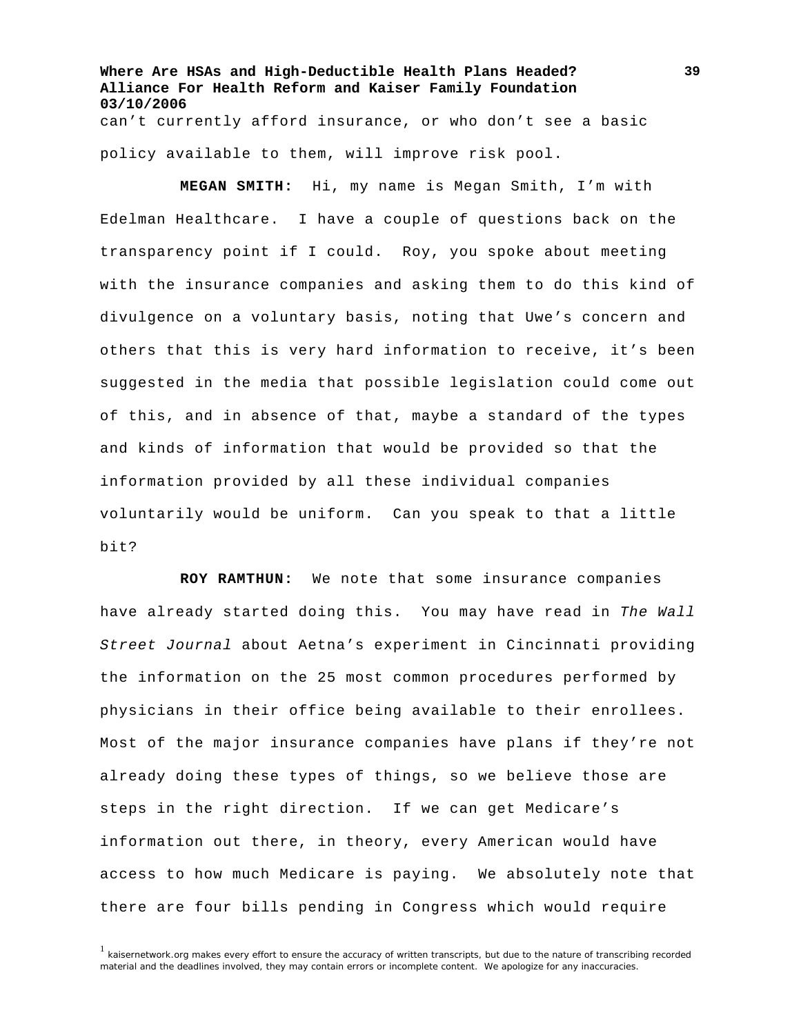can't currently afford insurance, or who don't see a basic policy available to them, will improve risk pool.

**MEGAN SMITH:** Hi, my name is Megan Smith, I'm with Edelman Healthcare. I have a couple of questions back on the transparency point if I could. Roy, you spoke about meeting with the insurance companies and asking them to do this kind of divulgence on a voluntary basis, noting that Uwe's concern and others that this is very hard information to receive, it's been suggested in the media that possible legislation could come out of this, and in absence of that, maybe a standard of the types and kinds of information that would be provided so that the information provided by all these individual companies voluntarily would be uniform. Can you speak to that a little bit?

**ROY RAMTHUN:** We note that some insurance companies have already started doing this. You may have read in *The Wall Street Journal* about Aetna's experiment in Cincinnati providing the information on the 25 most common procedures performed by physicians in their office being available to their enrollees. Most of the major insurance companies have plans if they're not already doing these types of things, so we believe those are steps in the right direction. If we can get Medicare's information out there, in theory, every American would have access to how much Medicare is paying. We absolutely note that there are four bills pending in Congress which would require

[1] kaisernetwork.org makes every effort to ensure the accuracy of written transcripts, but due to the nature of transcribing recorded material and the deadlines involved, they may contain errors or incomplete content. We apologize for any inaccuracies.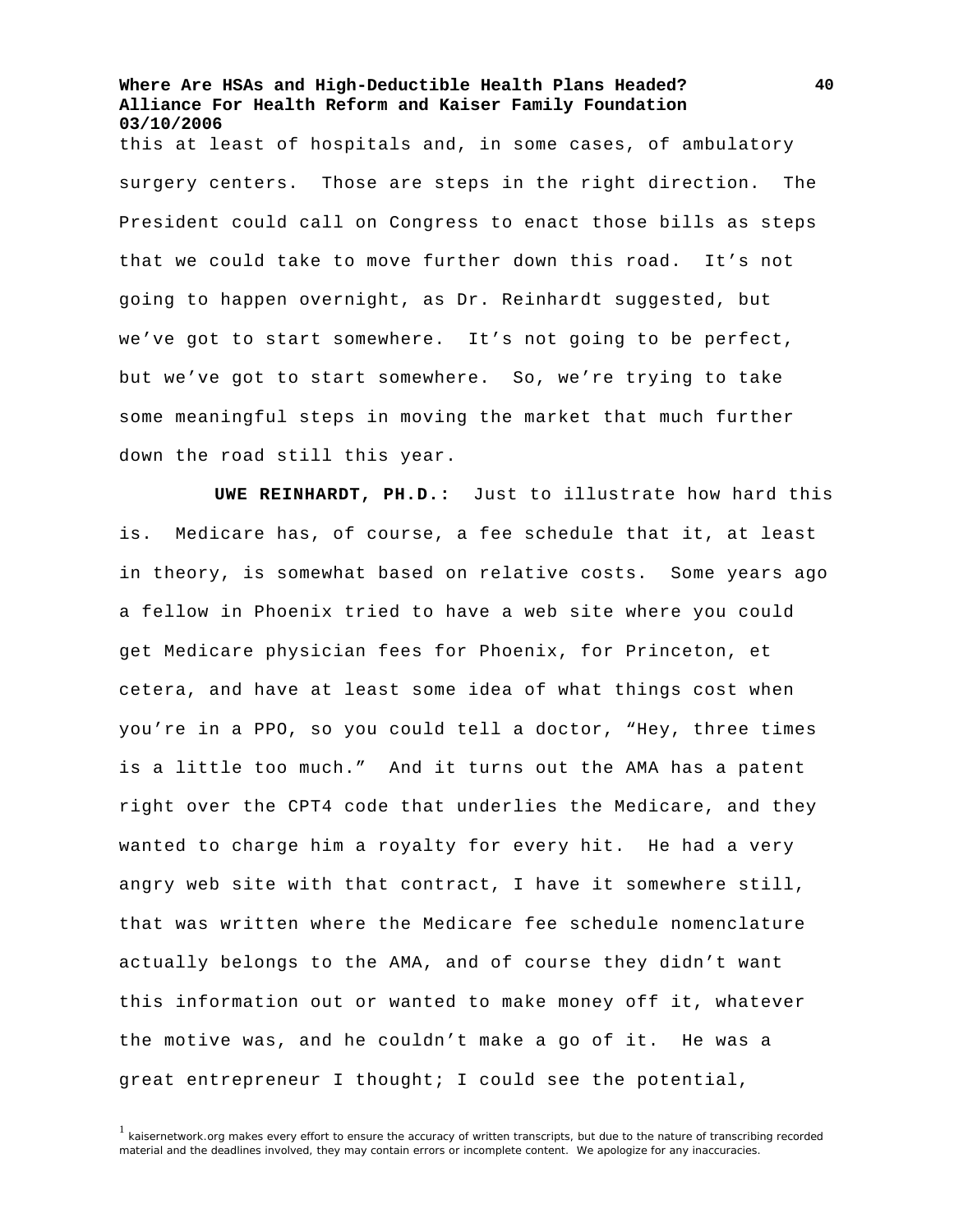this at least of hospitals and, in some cases, of ambulatory surgery centers. Those are steps in the right direction. The President could call on Congress to enact those bills as steps that we could take to move further down this road. It's not going to happen overnight, as Dr. Reinhardt suggested, but we've got to start somewhere. It's not going to be perfect, but we've got to start somewhere. So, we're trying to take some meaningful steps in moving the market that much further down the road still this year.

**UWE REINHARDT, PH.D.:** Just to illustrate how hard this is. Medicare has, of course, a fee schedule that it, at least in theory, is somewhat based on relative costs. Some years ago a fellow in Phoenix tried to have a web site where you could get Medicare physician fees for Phoenix, for Princeton, et cetera, and have at least some idea of what things cost when you're in a PPO, so you could tell a doctor, "Hey, three times is a little too much." And it turns out the AMA has a patent right over the CPT4 code that underlies the Medicare, and they wanted to charge him a royalty for every hit. He had a very angry web site with that contract, I have it somewhere still, that was written where the Medicare fee schedule nomenclature actually belongs to the AMA, and of course they didn't want this information out or wanted to make money off it, whatever the motive was, and he couldn't make a go of it. He was a great entrepreneur I thought; I could see the potential,

[1] kaisernetwork.org makes every effort to ensure the accuracy of written transcripts, but due to the nature of transcribing recorded material and the deadlines involved, they may contain errors or incomplete content. We apologize for any inaccuracies.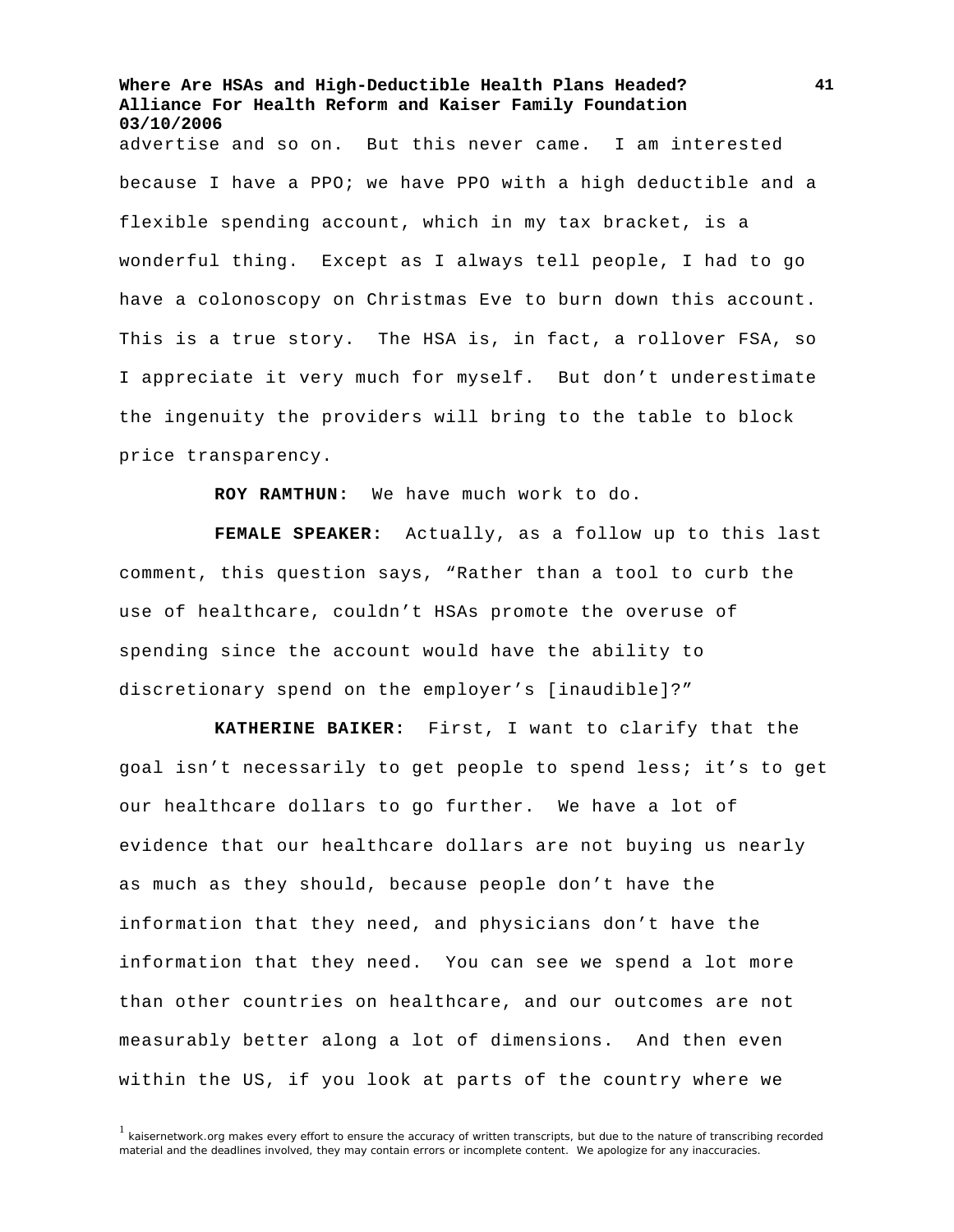advertise and so on. But this never came. I am interested because I have a PPO; we have PPO with a high deductible and a flexible spending account, which in my tax bracket, is a wonderful thing. Except as I always tell people, I had to go have a colonoscopy on Christmas Eve to burn down this account. This is a true story. The HSA is, in fact, a rollover FSA, so I appreciate it very much for myself. But don't underestimate the ingenuity the providers will bring to the table to block price transparency.

**ROY RAMTHUN:** We have much work to do.

**FEMALE SPEAKER:** Actually, as a follow up to this last comment, this question says, "Rather than a tool to curb the use of healthcare, couldn't HSAs promote the overuse of spending since the account would have the ability to discretionary spend on the employer's [inaudible]?"

**KATHERINE BAIKER:** First, I want to clarify that the goal isn't necessarily to get people to spend less; it's to get our healthcare dollars to go further. We have a lot of evidence that our healthcare dollars are not buying us nearly as much as they should, because people don't have the information that they need, and physicians don't have the information that they need. You can see we spend a lot more than other countries on healthcare, and our outcomes are not measurably better along a lot of dimensions. And then even within the US, if you look at parts of the country where we

[1] kaisernetwork.org makes every effort to ensure the accuracy of written transcripts, but due to the nature of transcribing recorded material and the deadlines involved, they may contain errors or incomplete content. We apologize for any inaccuracies.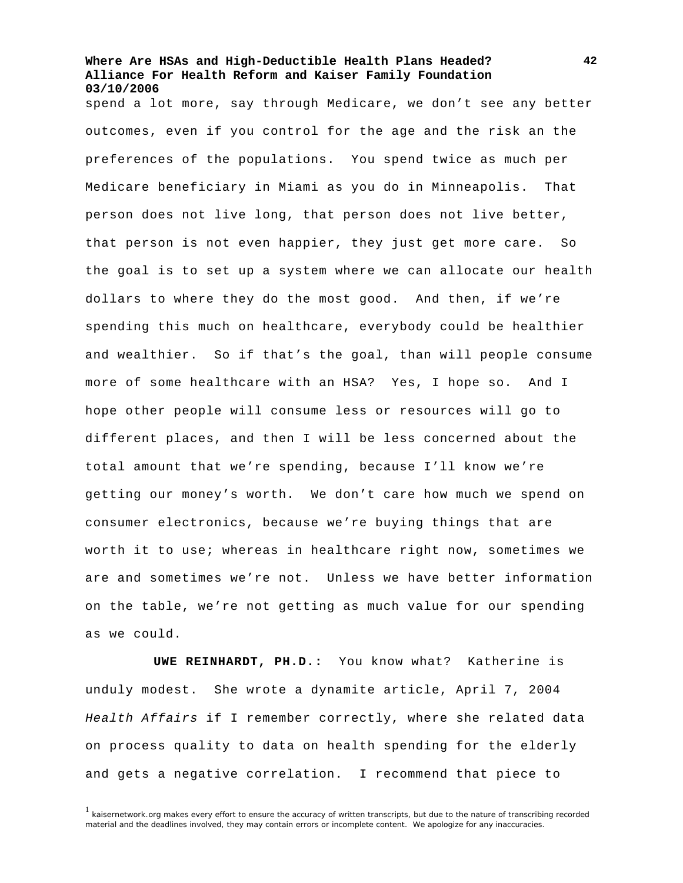spend a lot more, say through Medicare, we don't see any better outcomes, even if you control for the age and the risk an the preferences of the populations. You spend twice as much per Medicare beneficiary in Miami as you do in Minneapolis. That person does not live long, that person does not live better, that person is not even happier, they just get more care. So the goal is to set up a system where we can allocate our health dollars to where they do the most good. And then, if we're spending this much on healthcare, everybody could be healthier and wealthier. So if that's the goal, than will people consume more of some healthcare with an HSA? Yes, I hope so. And I hope other people will consume less or resources will go to different places, and then I will be less concerned about the total amount that we're spending, because I'll know we're getting our money's worth. We don't care how much we spend on consumer electronics, because we're buying things that are worth it to use; whereas in healthcare right now, sometimes we are and sometimes we're not. Unless we have better information on the table, we're not getting as much value for our spending as we could.

**UWE REINHARDT, PH.D.:** You know what? Katherine is unduly modest. She wrote a dynamite article, April 7, 2004 *Health Affairs* if I remember correctly, where she related data on process quality to data on health spending for the elderly and gets a negative correlation. I recommend that piece to

[1] kaisernetwork.org makes every effort to ensure the accuracy of written transcripts, but due to the nature of transcribing recorded material and the deadlines involved, they may contain errors or incomplete content. We apologize for any inaccuracies.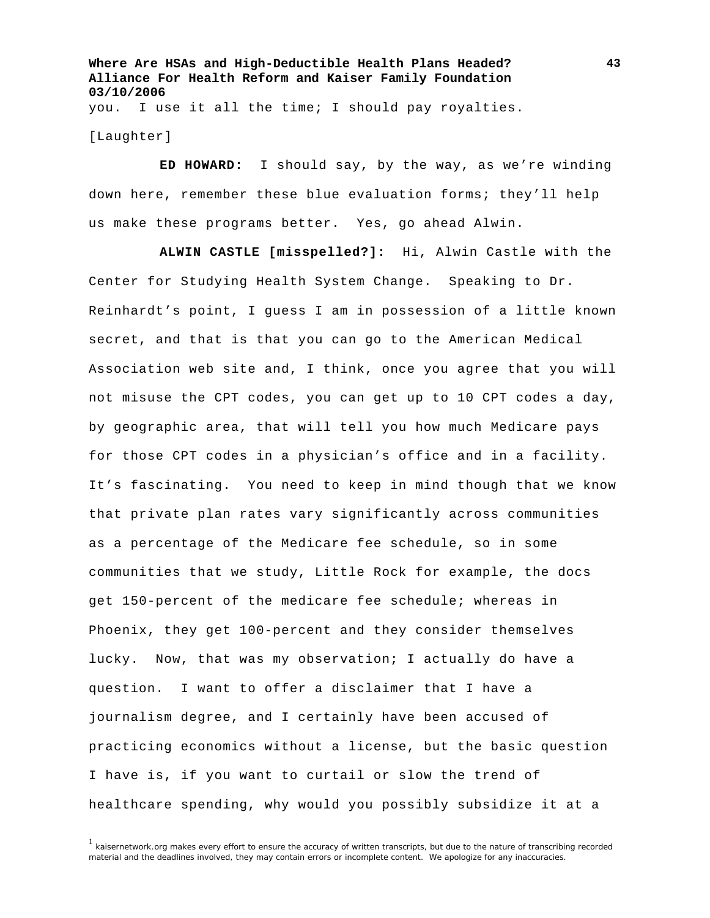you. I use it all the time; I should pay royalties.

[Laughter]

**ED HOWARD:** I should say, by the way, as we're winding down here, remember these blue evaluation forms; they'll help us make these programs better. Yes, go ahead Alwin.

**ALWIN CASTLE [misspelled?]:** Hi, Alwin Castle with the Center for Studying Health System Change. Speaking to Dr. Reinhardt's point, I guess I am in possession of a little known secret, and that is that you can go to the American Medical Association web site and, I think, once you agree that you will not misuse the CPT codes, you can get up to 10 CPT codes a day, by geographic area, that will tell you how much Medicare pays for those CPT codes in a physician's office and in a facility. It's fascinating. You need to keep in mind though that we know that private plan rates vary significantly across communities as a percentage of the Medicare fee schedule, so in some communities that we study, Little Rock for example, the docs get 150-percent of the medicare fee schedule; whereas in Phoenix, they get 100-percent and they consider themselves lucky. Now, that was my observation; I actually do have a question. I want to offer a disclaimer that I have a journalism degree, and I certainly have been accused of practicing economics without a license, but the basic question I have is, if you want to curtail or slow the trend of healthcare spending, why would you possibly subsidize it at a

[1] kaisernetwork.org makes every effort to ensure the accuracy of written transcripts, but due to the nature of transcribing recorded material and the deadlines involved, they may contain errors or incomplete content. We apologize for any inaccuracies.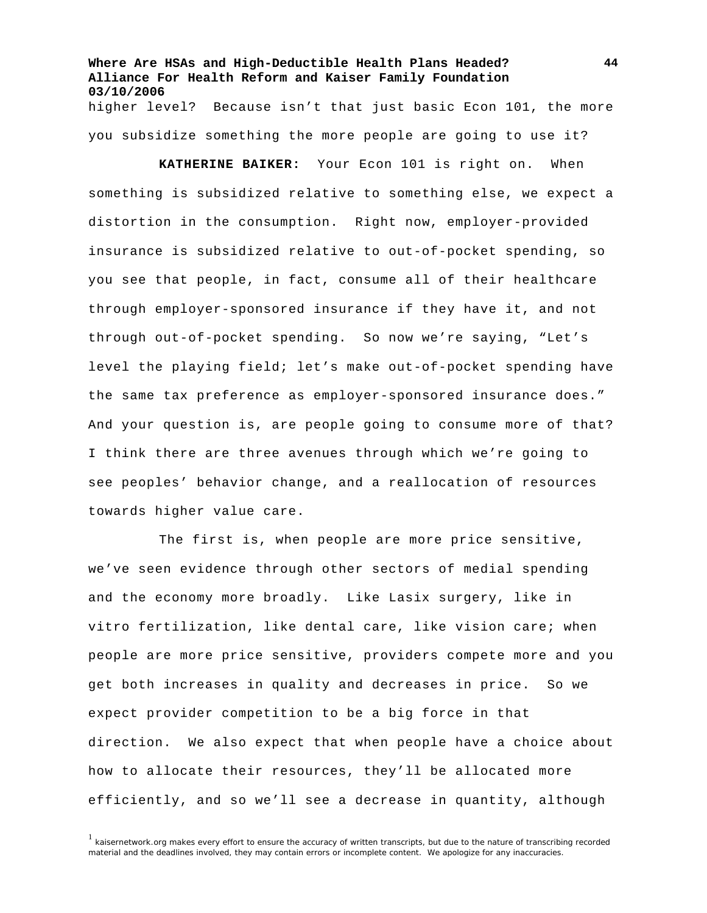higher level? Because isn't that just basic Econ 101, the more you subsidize something the more people are going to use it?

**KATHERINE BAIKER:** Your Econ 101 is right on. When something is subsidized relative to something else, we expect a distortion in the consumption. Right now, employer-provided insurance is subsidized relative to out-of-pocket spending, so you see that people, in fact, consume all of their healthcare through employer-sponsored insurance if they have it, and not through out-of-pocket spending. So now we're saying, "Let's level the playing field; let's make out-of-pocket spending have the same tax preference as employer-sponsored insurance does." And your question is, are people going to consume more of that? I think there are three avenues through which we're going to see peoples' behavior change, and a reallocation of resources towards higher value care.

The first is, when people are more price sensitive, we've seen evidence through other sectors of medial spending and the economy more broadly. Like Lasix surgery, like in vitro fertilization, like dental care, like vision care; when people are more price sensitive, providers compete more and you get both increases in quality and decreases in price. So we expect provider competition to be a big force in that direction. We also expect that when people have a choice about how to allocate their resources, they'll be allocated more efficiently, and so we'll see a decrease in quantity, although

[1] kaisernetwork.org makes every effort to ensure the accuracy of written transcripts, but due to the nature of transcribing recorded material and the deadlines involved, they may contain errors or incomplete content. We apologize for any inaccuracies.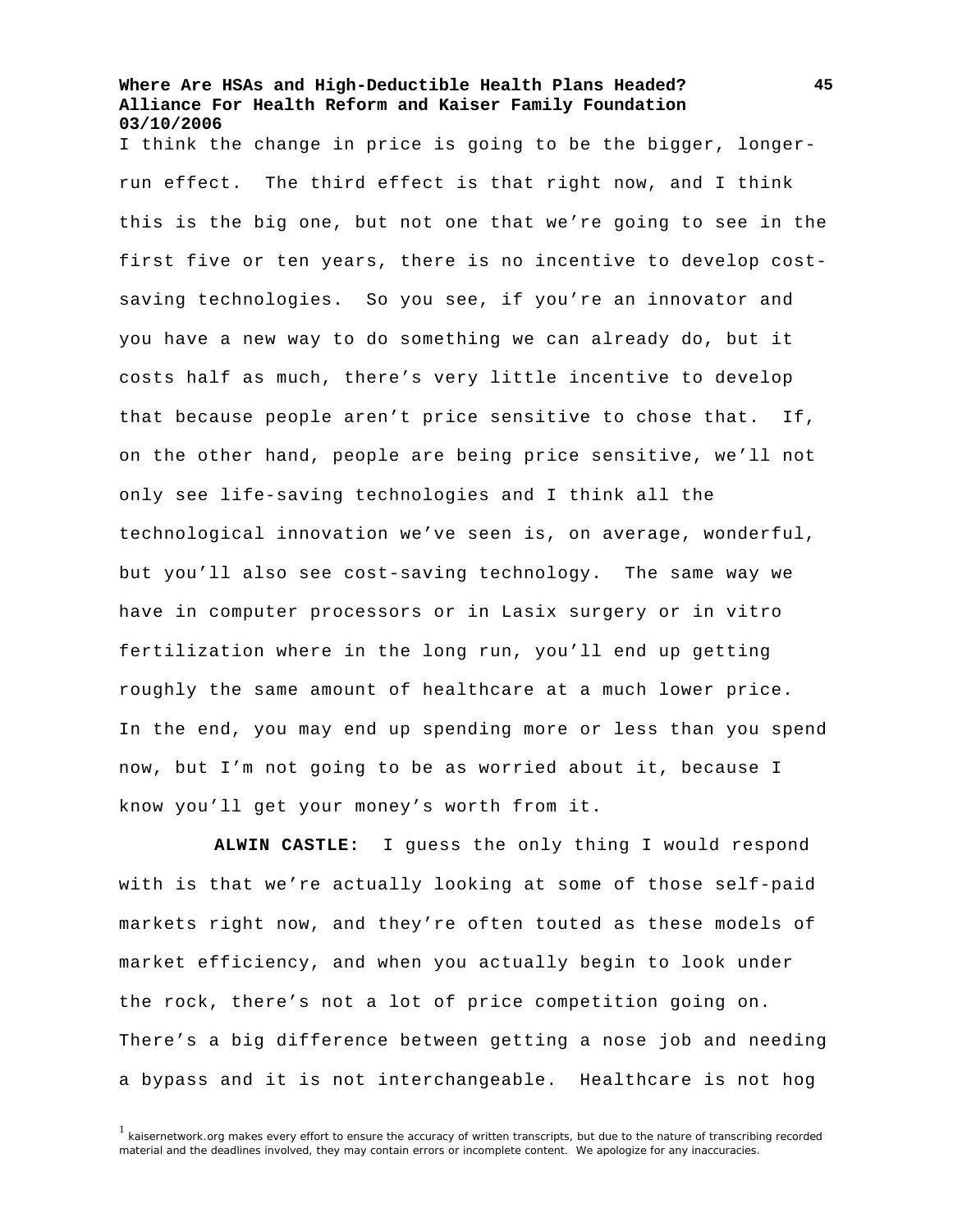I think the change in price is going to be the bigger, longer-run effect. The third effect is that right now, and I think this is the big one, but not one that we're going to see in the first five or ten years, there is no incentive to develop cost-saving technologies. So you see, if you're an innovator and you have a new way to do something we can already do, but it costs half as much, there's very little incentive to develop that because people aren't price sensitive to chose that. If, on the other hand, people are being price sensitive, we'll not only see life-saving technologies and I think all the technological innovation we've seen is, on average, wonderful, but you'll also see cost-saving technology. The same way we have in computer processors or in Lasix surgery or in vitro fertilization where in the long run, you'll end up getting roughly the same amount of healthcare at a much lower price. In the end, you may end up spending more or less than you spend now, but I'm not going to be as worried about it, because I know you'll get your money's worth from it.

**ALWIN CASTLE:** I guess the only thing I would respond with is that we're actually looking at some of those self-paid markets right now, and they're often touted as these models of market efficiency, and when you actually begin to look under the rock, there's not a lot of price competition going on. There's a big difference between getting a nose job and needing a bypass and it is not interchangeable. Healthcare is not hog

[1] kaisernetwork.org makes every effort to ensure the accuracy of written transcripts, but due to the nature of transcribing recorded material and the deadlines involved, they may contain errors or incomplete content. We apologize for any inaccuracies.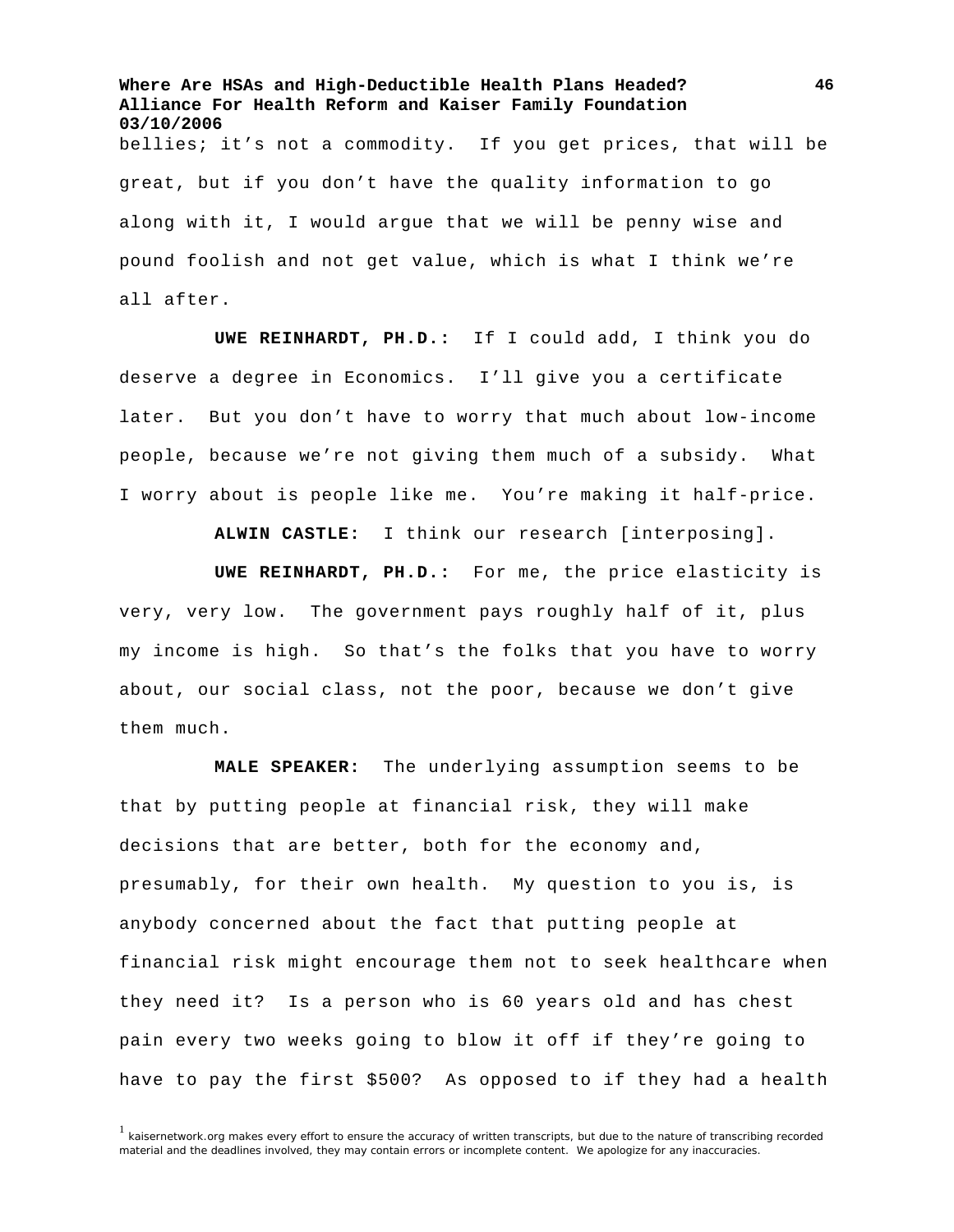bellies; it's not a commodity. If you get prices, that will be great, but if you don't have the quality information to go along with it, I would argue that we will be penny wise and pound foolish and not get value, which is what I think we're all after.

**UWE REINHARDT, PH.D.:** If I could add, I think you do deserve a degree in Economics. I'll give you a certificate later. But you don't have to worry that much about low-income people, because we're not giving them much of a subsidy. What I worry about is people like me. You're making it half-price.

**ALWIN CASTLE:** I think our research [interposing].

**UWE REINHARDT, PH.D.:** For me, the price elasticity is very, very low. The government pays roughly half of it, plus my income is high. So that's the folks that you have to worry about, our social class, not the poor, because we don't give them much.

**MALE SPEAKER:** The underlying assumption seems to be that by putting people at financial risk, they will make decisions that are better, both for the economy and, presumably, for their own health. My question to you is, is anybody concerned about the fact that putting people at financial risk might encourage them not to seek healthcare when they need it? Is a person who is 60 years old and has chest pain every two weeks going to blow it off if they're going to have to pay the first $500? As opposed to if they had a health

[1] kaisernetwork.org makes every effort to ensure the accuracy of written transcripts, but due to the nature of transcribing recorded material and the deadlines involved, they may contain errors or incomplete content. We apologize for any inaccuracies.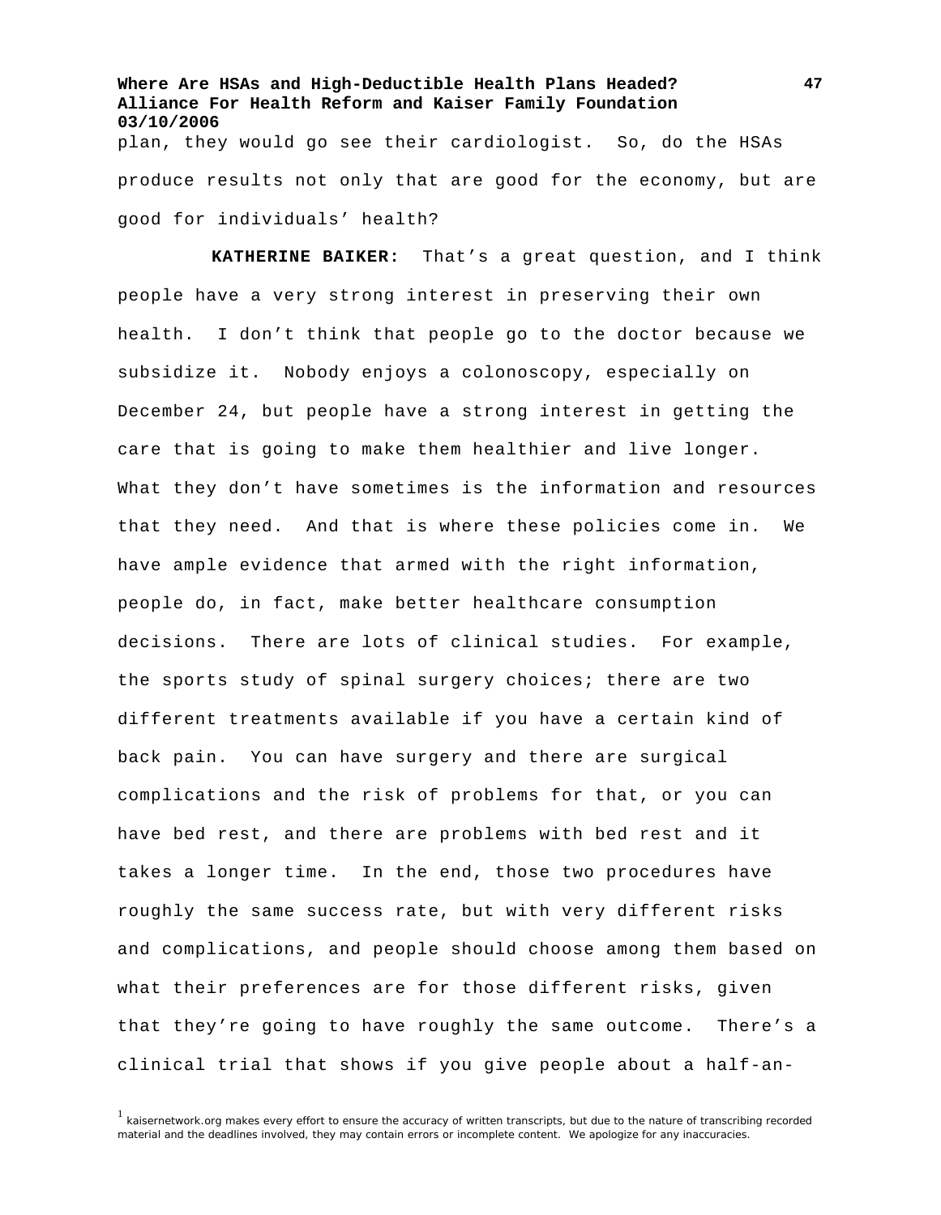plan, they would go see their cardiologist. So, do the HSAs produce results not only that are good for the economy, but are good for individuals' health?

**KATHERINE BAIKER:** That's a great question, and I think people have a very strong interest in preserving their own health. I don't think that people go to the doctor because we subsidize it. Nobody enjoys a colonoscopy, especially on December 24, but people have a strong interest in getting the care that is going to make them healthier and live longer. What they don't have sometimes is the information and resources that they need. And that is where these policies come in. We have ample evidence that armed with the right information, people do, in fact, make better healthcare consumption decisions. There are lots of clinical studies. For example, the sports study of spinal surgery choices; there are two different treatments available if you have a certain kind of back pain. You can have surgery and there are surgical complications and the risk of problems for that, or you can have bed rest, and there are problems with bed rest and it takes a longer time. In the end, those two procedures have roughly the same success rate, but with very different risks and complications, and people should choose among them based on what their preferences are for those different risks, given that they're going to have roughly the same outcome. There's a clinical trial that shows if you give people about a half-an-

[1] kaisernetwork.org makes every effort to ensure the accuracy of written transcripts, but due to the nature of transcribing recorded material and the deadlines involved, they may contain errors or incomplete content. We apologize for any inaccuracies.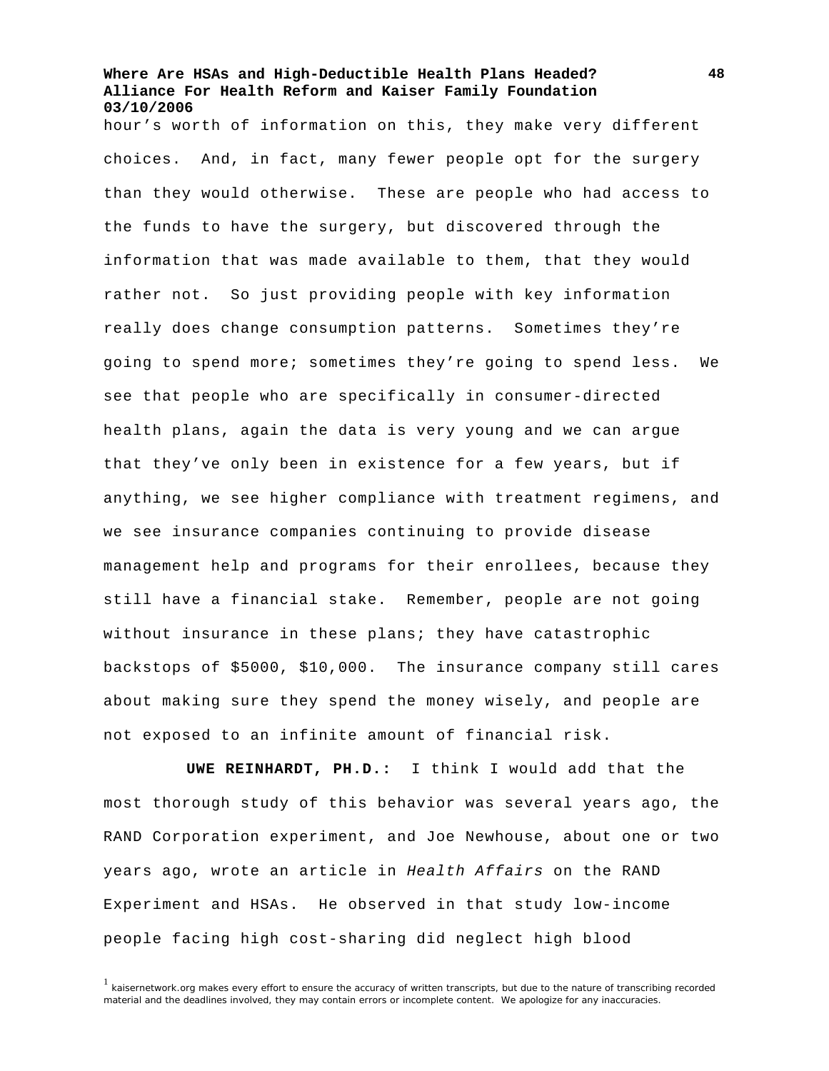hour's worth of information on this, they make very different choices. And, in fact, many fewer people opt for the surgery than they would otherwise. These are people who had access to the funds to have the surgery, but discovered through the information that was made available to them, that they would rather not. So just providing people with key information really does change consumption patterns. Sometimes they're going to spend more; sometimes they're going to spend less. We see that people who are specifically in consumer-directed health plans, again the data is very young and we can argue that they've only been in existence for a few years, but if anything, we see higher compliance with treatment regimens, and we see insurance companies continuing to provide disease management help and programs for their enrollees, because they still have a financial stake. Remember, people are not going without insurance in these plans; they have catastrophic backstops of $5000, $10,000. The insurance company still cares about making sure they spend the money wisely, and people are not exposed to an infinite amount of financial risk.

**UWE REINHARDT, PH.D.:** I think I would add that the most thorough study of this behavior was several years ago, the RAND Corporation experiment, and Joe Newhouse, about one or two years ago, wrote an article in *Health Affairs* on the RAND Experiment and HSAs. He observed in that study low-income people facing high cost-sharing did neglect high blood

[1] kaisernetwork.org makes every effort to ensure the accuracy of written transcripts, but due to the nature of transcribing recorded material and the deadlines involved, they may contain errors or incomplete content. We apologize for any inaccuracies.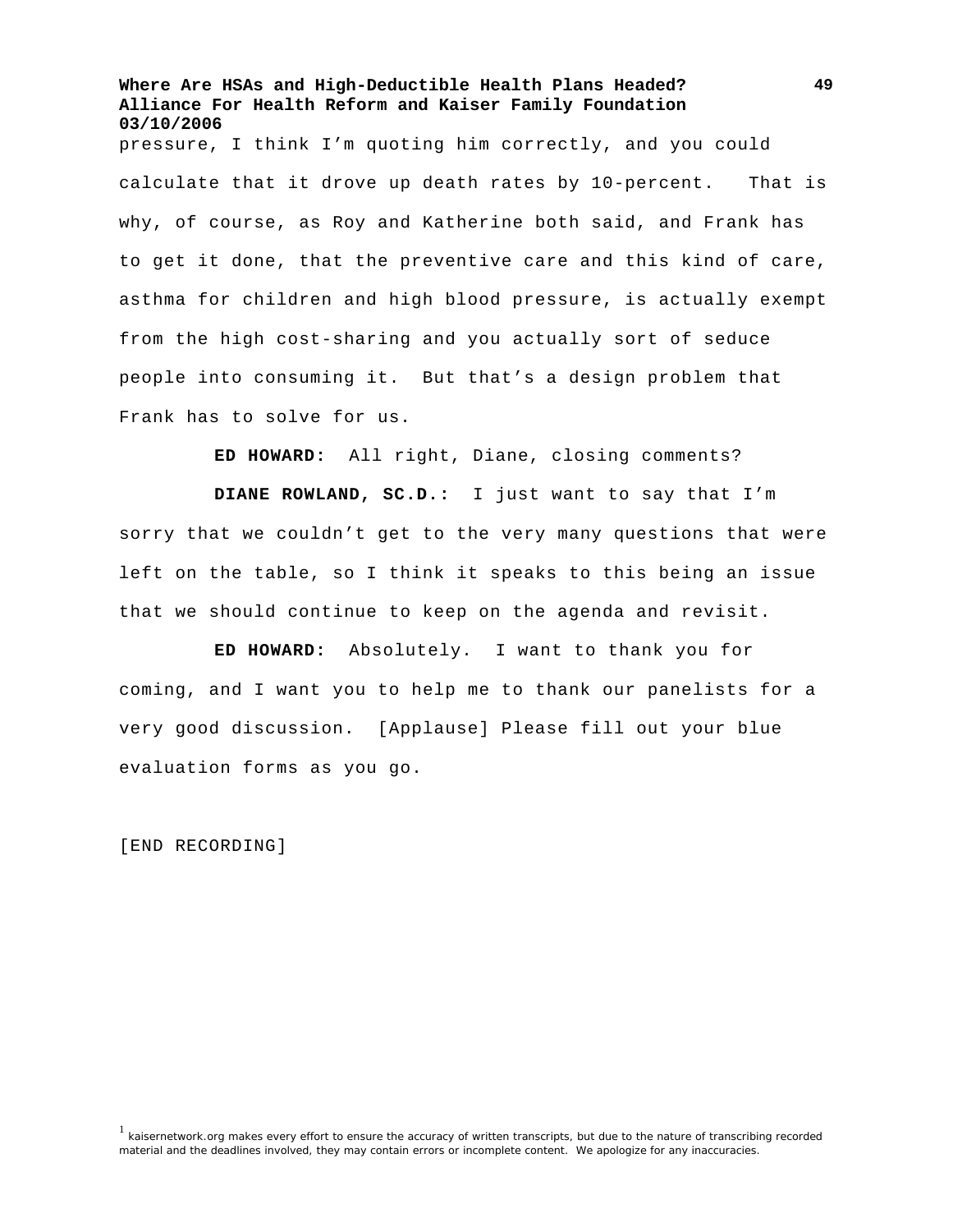pressure, I think I'm quoting him correctly, and you could calculate that it drove up death rates by 10-percent. That is why, of course, as Roy and Katherine both said, and Frank has to get it done, that the preventive care and this kind of care, asthma for children and high blood pressure, is actually exempt from the high cost-sharing and you actually sort of seduce people into consuming it. But that's a design problem that Frank has to solve for us.

**ED HOWARD:** All right, Diane, closing comments?

**DIANE ROWLAND, SC.D.:** I just want to say that I'm sorry that we couldn't get to the very many questions that were left on the table, so I think it speaks to this being an issue that we should continue to keep on the agenda and revisit.

**ED HOWARD:** Absolutely. I want to thank you for coming, and I want you to help me to thank our panelists for a very good discussion. [Applause] Please fill out your blue evaluation forms as you go.

[END RECORDING]

[1] kaisernetwork.org makes every effort to ensure the accuracy of written transcripts, but due to the nature of transcribing recorded material and the deadlines involved, they may contain errors or incomplete content. We apologize for any inaccuracies.